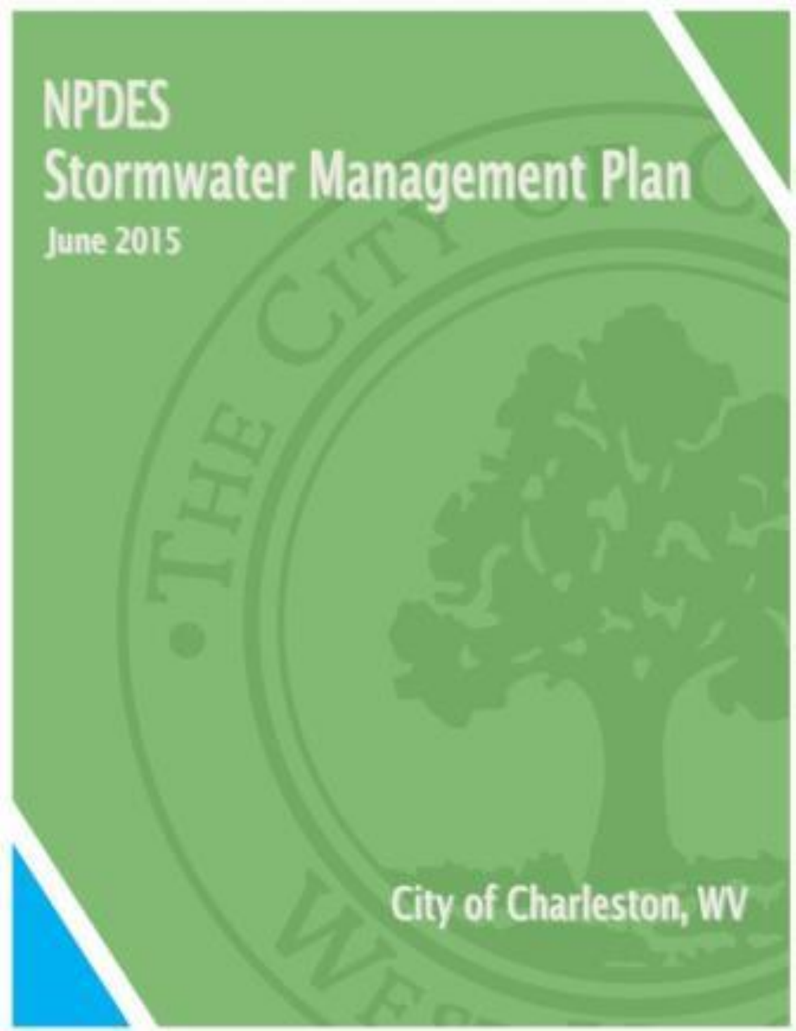# NPDES Stormwater Management Plan

June 2015

City of Charleston, WV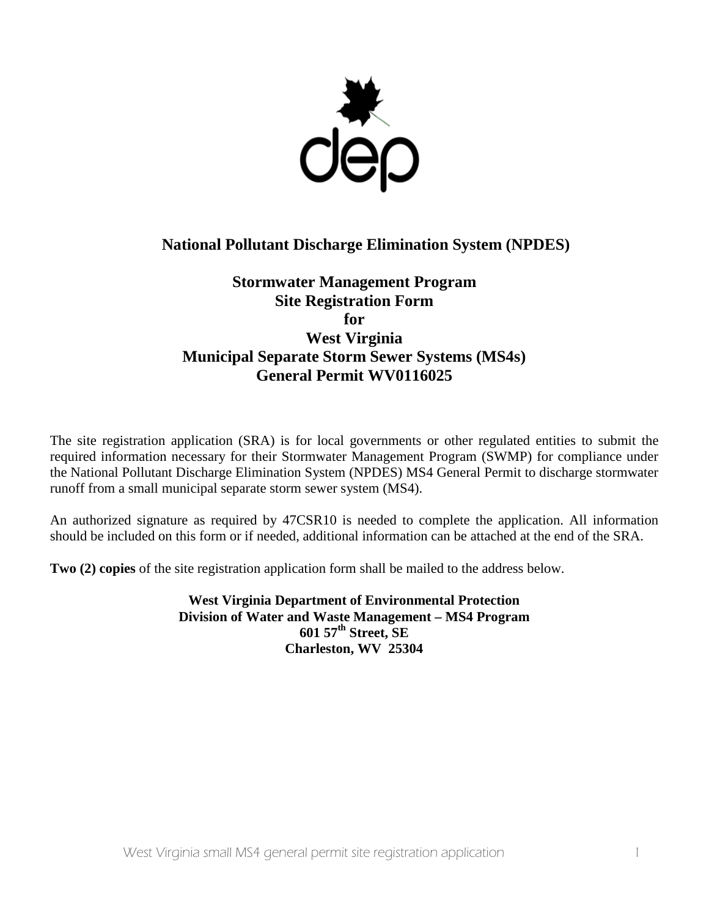# National Pollutant Discharge Elimination System (NPDES)

## Stormwater Management Program
## Site Registration Form
## for
## West Virginia
## Municipal Separate Storm Sewer Systems (MS4s)
## General Permit WV0116025

The site registration application (SRA) is for local governments or other regulated entities to submit the required information necessary for their Stormwater Management Program (SWMP) for compliance under the National Pollutant Discharge Elimination System (NPDES) MS4 General Permit to discharge stormwater runoff from a small municipal separate storm sewer system (MS4).

An authorized signature as required by 47CSR10 is needed to complete the application. All information should be included on this form or if needed, additional information can be attached at the end of the SRA.

**Two (2) copies** of the site registration application form shall be mailed to the address below.

**West Virginia Department of Environmental Protection**
**Division of Water and Waste Management – MS4 Program**
**601 57th Street, SE**
**Charleston, WV 25304**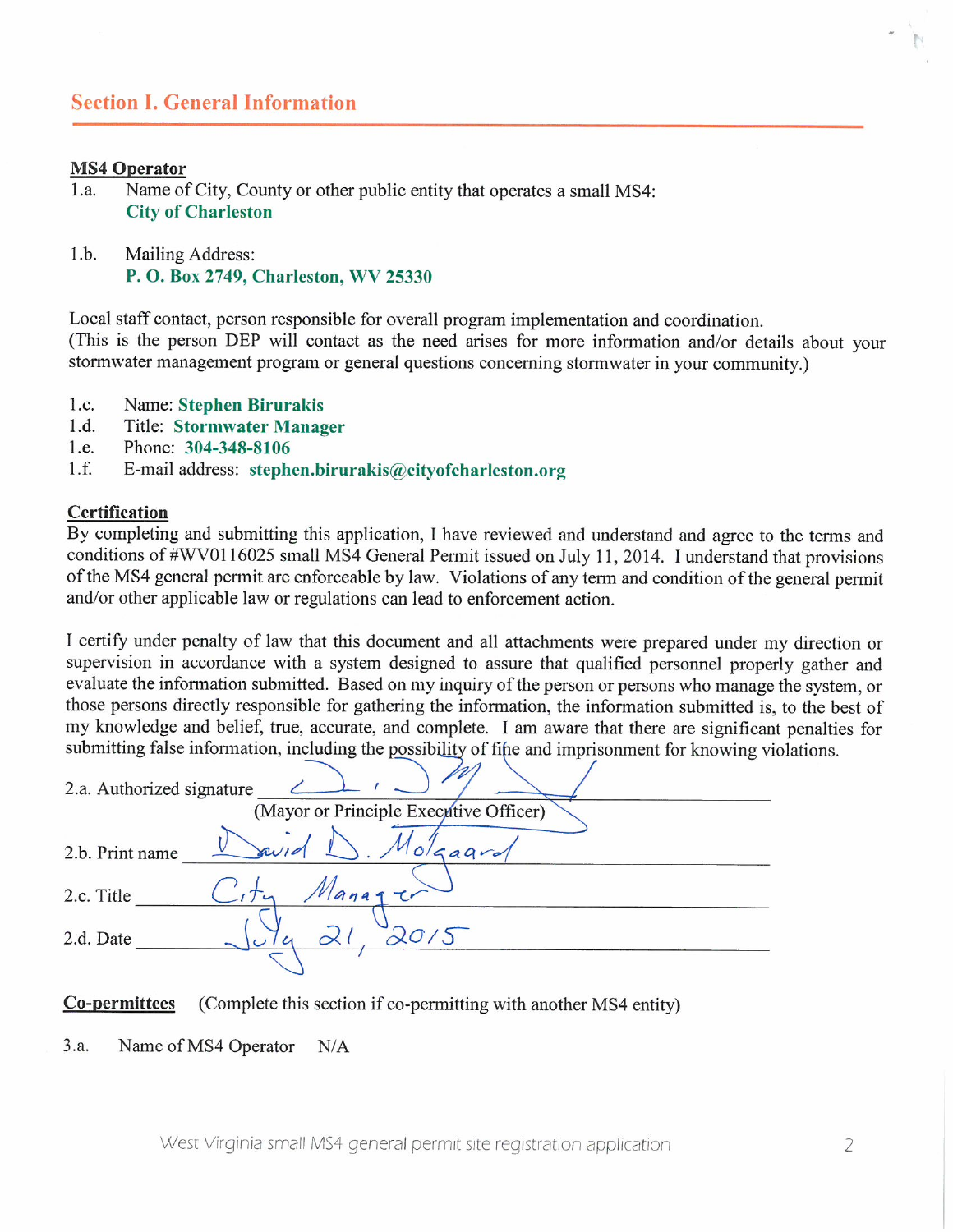## Section I. General Information

**MS4 Operator**

1.a. Name of City, County or other public entity that operates a small MS4:
**City of Charleston**

1.b. Mailing Address:
**P. O. Box 2749, Charleston, WV 25330**

Local staff contact, person responsible for overall program implementation and coordination.
(This is the person DEP will contact as the need arises for more information and/or details about your stormwater management program or general questions concerning stormwater in your community.)

1.c. Name: **Stephen Birurakis**
1.d. Title: **Stormwater Manager**
1.e. Phone: **304-348-8106**
1.f. E-mail address: **stephen.birurakis@cityofcharleston.org**

**Certification**

By completing and submitting this application, I have reviewed and understand and agree to the terms and conditions of #WV0116025 small MS4 General Permit issued on July 11, 2014. I understand that provisions of the MS4 general permit are enforceable by law. Violations of any term and condition of the general permit and/or other applicable law or regulations can lead to enforcement action.

I certify under penalty of law that this document and all attachments were prepared under my direction or supervision in accordance with a system designed to assure that qualified personnel properly gather and evaluate the information submitted. Based on my inquiry of the person or persons who manage the system, or those persons directly responsible for gathering the information, the information submitted is, to the best of my knowledge and belief, true, accurate, and complete. I am aware that there are significant penalties for submitting false information, including the possibility of fine and imprisonment for knowing violations.

2.a. Authorized signature _[signature]_
(Mayor or Principle Executive Officer)

2.b. Print name David D. Molgaard

2.c. Title City Manager

2.d. Date July 21, 2015

**Co-permittees** (Complete this section if co-permitting with another MS4 entity)

3.a. Name of MS4 Operator N/A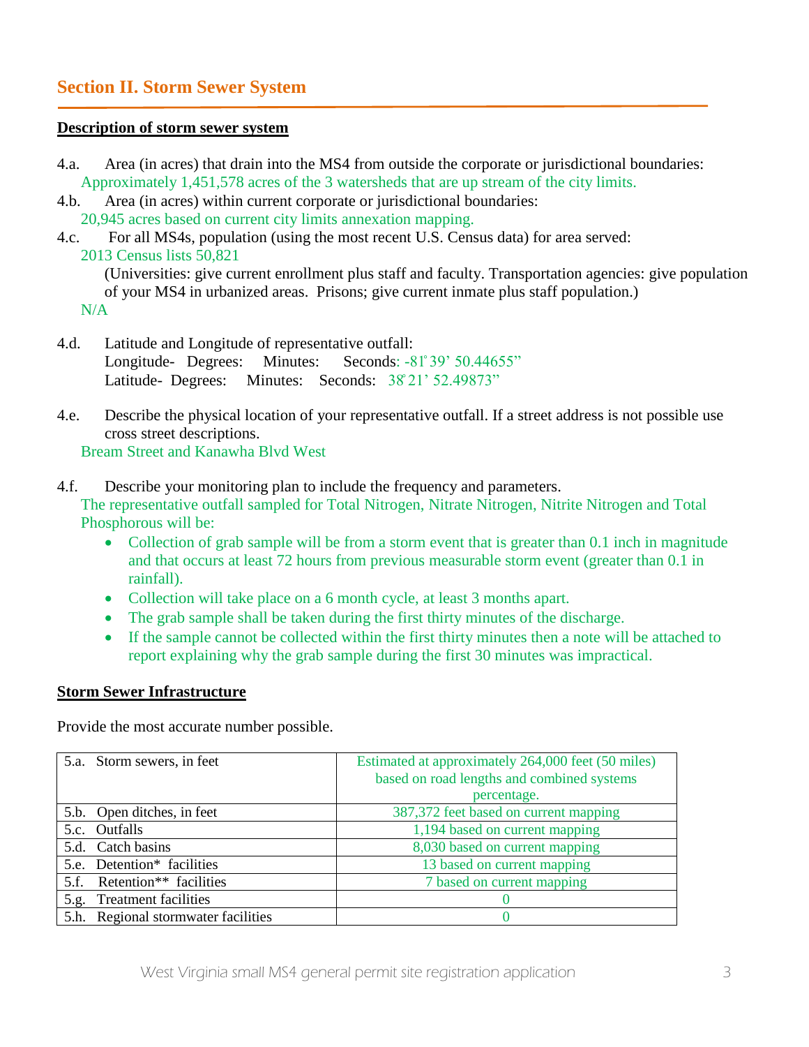## Section II. Storm Sewer System

**Description of storm sewer system**

4.a. Area (in acres) that drain into the MS4 from outside the corporate or jurisdictional boundaries:
Approximately 1,451,578 acres of the 3 watersheds that are up stream of the city limits.

4.b. Area (in acres) within current corporate or jurisdictional boundaries:
20,945 acres based on current city limits annexation mapping.

4.c. For all MS4s, population (using the most recent U.S. Census data) for area served:
2013 Census lists 50,821
(Universities: give current enrollment plus staff and faculty. Transportation agencies: give population of your MS4 in urbanized areas. Prisons; give current inmate plus staff population.)
N/A

4.d. Latitude and Longitude of representative outfall:
Longitude- Degrees: Minutes: Seconds: -81° 39' 50.44655"
Latitude- Degrees: Minutes: Seconds: 38° 21' 52.49873"

4.e. Describe the physical location of your representative outfall. If a street address is not possible use cross street descriptions.
Bream Street and Kanawha Blvd West

4.f. Describe your monitoring plan to include the frequency and parameters.
The representative outfall sampled for Total Nitrogen, Nitrate Nitrogen, Nitrite Nitrogen and Total Phosphorous will be:

- Collection of grab sample will be from a storm event that is greater than 0.1 inch in magnitude and that occurs at least 72 hours from previous measurable storm event (greater than 0.1 in rainfall).
- Collection will take place on a 6 month cycle, at least 3 months apart.
- The grab sample shall be taken during the first thirty minutes of the discharge.
- If the sample cannot be collected within the first thirty minutes then a note will be attached to report explaining why the grab sample during the first 30 minutes was impractical.

**Storm Sewer Infrastructure**

Provide the most accurate number possible.

| | |
|---|---|
| 5.a. Storm sewers, in feet | Estimated at approximately 264,000 feet (50 miles) based on road lengths and combined systems percentage. |
| 5.b. Open ditches, in feet | 387,372 feet based on current mapping |
| 5.c. Outfalls | 1,194 based on current mapping |
| 5.d. Catch basins | 8,030 based on current mapping |
| 5.e. Detention* facilities | 13 based on current mapping |
| 5.f. Retention** facilities | 7 based on current mapping |
| 5.g. Treatment facilities | 0 |
| 5.h. Regional stormwater facilities | 0 |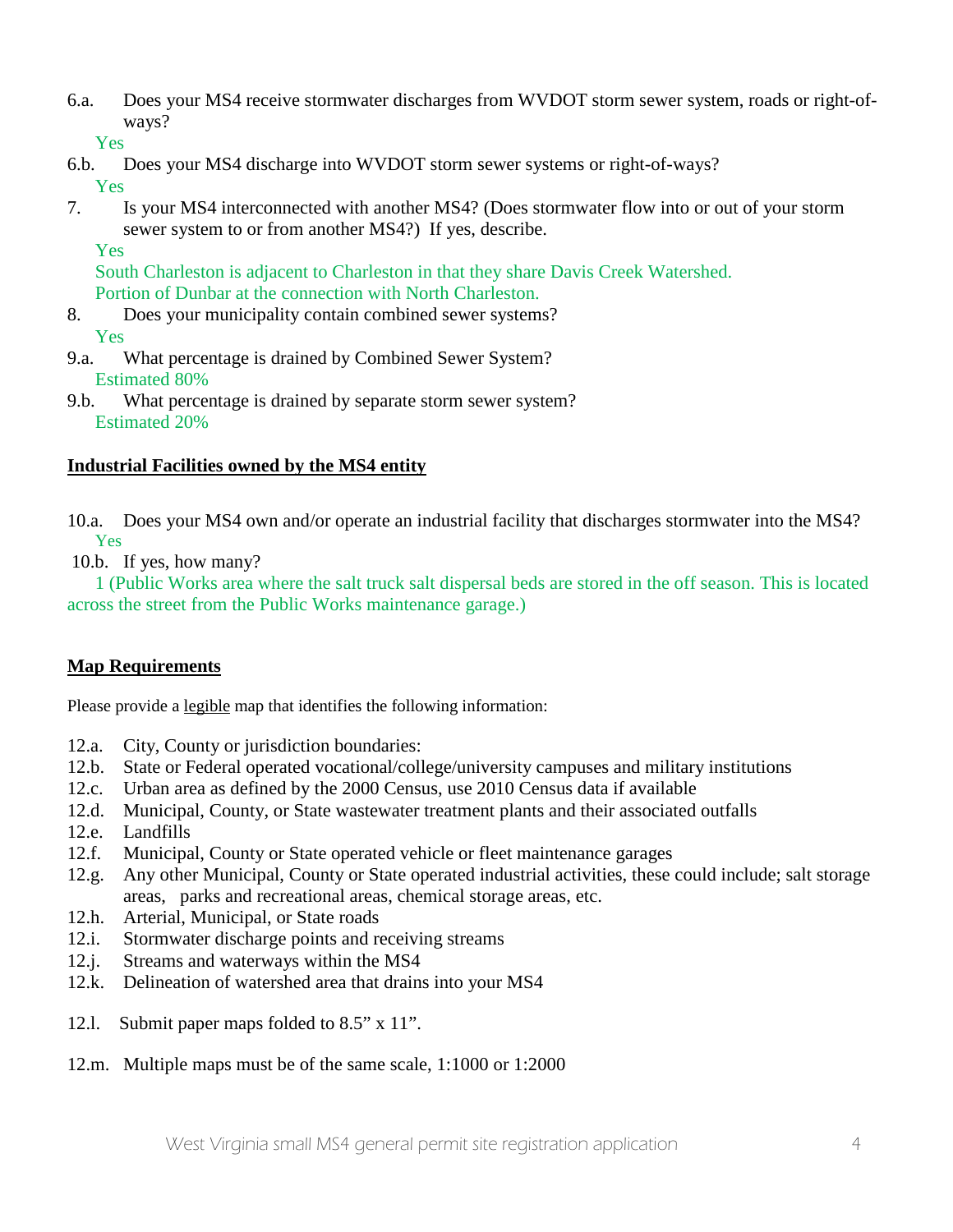6.a. Does your MS4 receive stormwater discharges from WVDOT storm sewer system, roads or right-of-ways?

Yes

6.b. Does your MS4 discharge into WVDOT storm sewer systems or right-of-ways?

Yes

7. Is your MS4 interconnected with another MS4? (Does stormwater flow into or out of your storm sewer system to or from another MS4?) If yes, describe.

Yes

South Charleston is adjacent to Charleston in that they share Davis Creek Watershed.
Portion of Dunbar at the connection with North Charleston.

8. Does your municipality contain combined sewer systems?

Yes

9.a. What percentage is drained by Combined Sewer System?

Estimated 80%

9.b. What percentage is drained by separate storm sewer system?

Estimated 20%

**Industrial Facilities owned by the MS4 entity**

10.a. Does your MS4 own and/or operate an industrial facility that discharges stormwater into the MS4?

Yes

10.b. If yes, how many?

1 (Public Works area where the salt truck salt dispersal beds are stored in the off season. This is located across the street from the Public Works maintenance garage.)

**Map Requirements**

Please provide a legible map that identifies the following information:

12.a. City, County or jurisdiction boundaries:
12.b. State or Federal operated vocational/college/university campuses and military institutions
12.c. Urban area as defined by the 2000 Census, use 2010 Census data if available
12.d. Municipal, County, or State wastewater treatment plants and their associated outfalls
12.e. Landfills
12.f. Municipal, County or State operated vehicle or fleet maintenance garages
12.g. Any other Municipal, County or State operated industrial activities, these could include; salt storage areas, parks and recreational areas, chemical storage areas, etc.
12.h. Arterial, Municipal, or State roads
12.i. Stormwater discharge points and receiving streams
12.j. Streams and waterways within the MS4
12.k. Delineation of watershed area that drains into your MS4

12.l. Submit paper maps folded to 8.5" x 11".

12.m. Multiple maps must be of the same scale, 1:1000 or 1:2000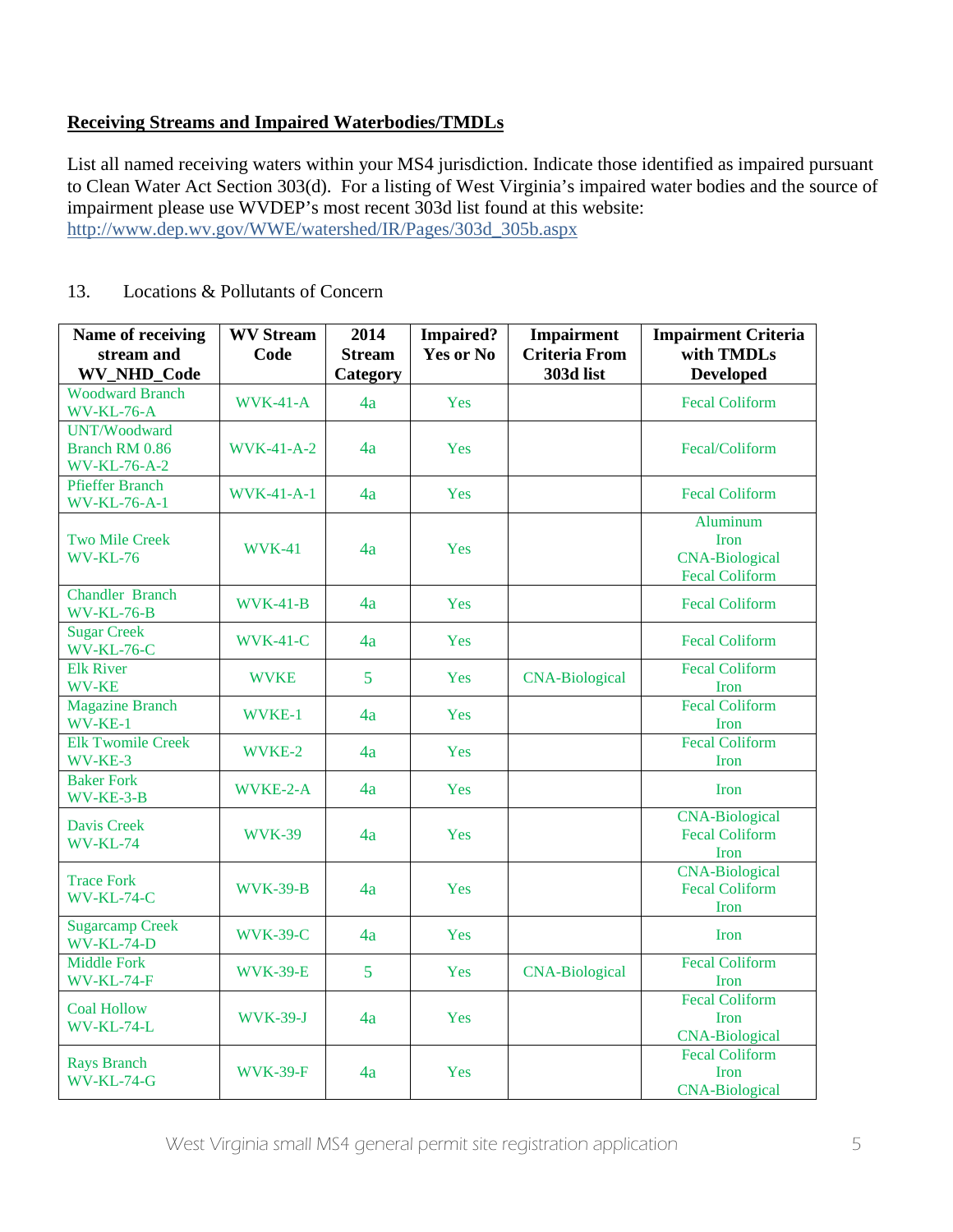**Receiving Streams and Impaired Waterbodies/TMDLs**

List all named receiving waters within your MS4 jurisdiction. Indicate those identified as impaired pursuant to Clean Water Act Section 303(d). For a listing of West Virginia's impaired water bodies and the source of impairment please use WVDEP's most recent 303d list found at this website: http://www.dep.wv.gov/WWE/watershed/IR/Pages/303d_305b.aspx

13. Locations & Pollutants of Concern

| Name of receiving stream and WV_NHD_Code | WV Stream Code | 2014 Stream Category | Impaired? Yes or No | Impairment Criteria From 303d list | Impairment Criteria with TMDLs Developed |
|---|---|---|---|---|---|
| Woodward Branch WV-KL-76-A | WVK-41-A | 4a | Yes | | Fecal Coliform |
| UNT/Woodward Branch RM 0.86 WV-KL-76-A-2 | WVK-41-A-2 | 4a | Yes | | Fecal/Coliform |
| Pfieffer Branch WV-KL-76-A-1 | WVK-41-A-1 | 4a | Yes | | Fecal Coliform |
| Two Mile Creek WV-KL-76 | WVK-41 | 4a | Yes | | Aluminum Iron CNA-Biological Fecal Coliform |
| Chandler Branch WV-KL-76-B | WVK-41-B | 4a | Yes | | Fecal Coliform |
| Sugar Creek WV-KL-76-C | WVK-41-C | 4a | Yes | | Fecal Coliform |
| Elk River WV-KE | WVKE | 5 | Yes | CNA-Biological | Fecal Coliform Iron |
| Magazine Branch WV-KE-1 | WVKE-1 | 4a | Yes | | Fecal Coliform Iron |
| Elk Twomile Creek WV-KE-3 | WVKE-2 | 4a | Yes | | Fecal Coliform Iron |
| Baker Fork WV-KE-3-B | WVKE-2-A | 4a | Yes | | Iron |
| Davis Creek WV-KL-74 | WVK-39 | 4a | Yes | | CNA-Biological Fecal Coliform Iron |
| Trace Fork WV-KL-74-C | WVK-39-B | 4a | Yes | | CNA-Biological Fecal Coliform Iron |
| Sugarcamp Creek WV-KL-74-D | WVK-39-C | 4a | Yes | | Iron |
| Middle Fork WV-KL-74-F | WVK-39-E | 5 | Yes | CNA-Biological | Fecal Coliform Iron |
| Coal Hollow WV-KL-74-L | WVK-39-J | 4a | Yes | | Fecal Coliform Iron CNA-Biological |
| Rays Branch WV-KL-74-G | WVK-39-F | 4a | Yes | | Fecal Coliform Iron CNA-Biological |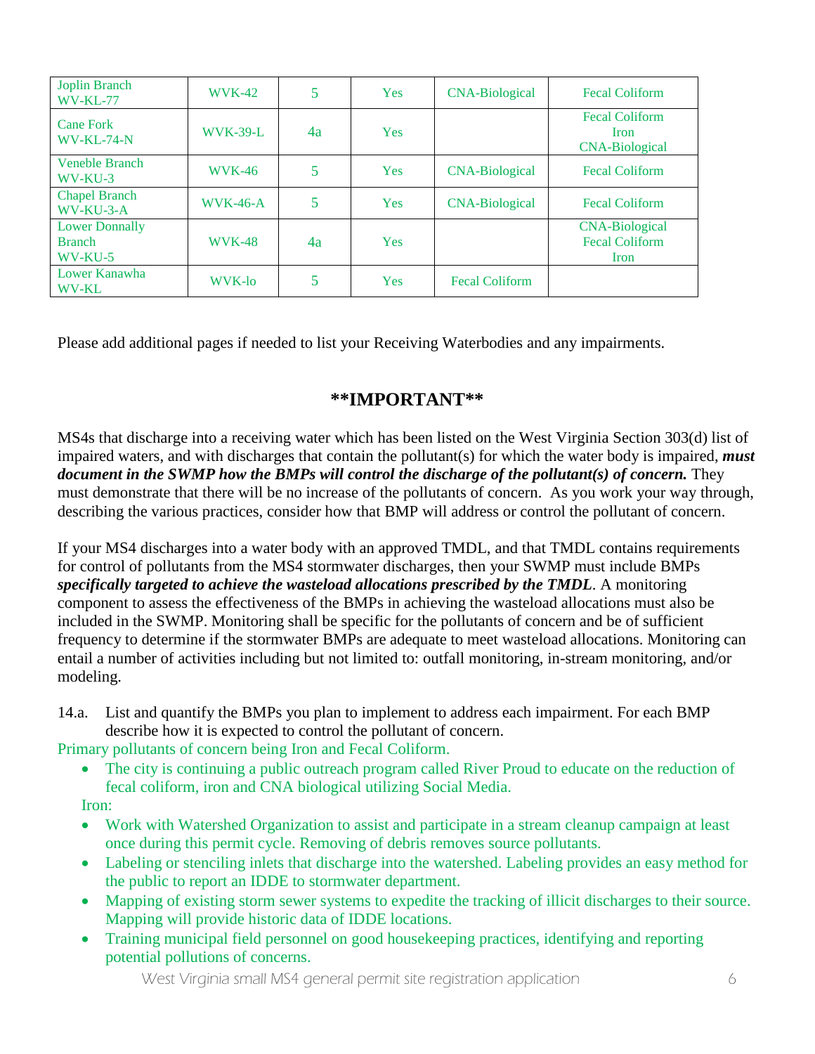| Joplin Branch WV-KL-77 | WVK-42 | 5 | Yes | CNA-Biological | Fecal Coliform |
|---|---|---|---|---|---|
| Cane Fork WV-KL-74-N | WVK-39-L | 4a | Yes | | Fecal Coliform Iron CNA-Biological |
| Veneble Branch WV-KU-3 | WVK-46 | 5 | Yes | CNA-Biological | Fecal Coliform |
| Chapel Branch WV-KU-3-A | WVK-46-A | 5 | Yes | CNA-Biological | Fecal Coliform |
| Lower Donnally Branch WV-KU-5 | WVK-48 | 4a | Yes | | CNA-Biological Fecal Coliform Iron |
| Lower Kanawha WV-KL | WVK-lo | 5 | Yes | Fecal Coliform | |

Please add additional pages if needed to list your Receiving Waterbodies and any impairments.

## **IMPORTANT**

MS4s that discharge into a receiving water which has been listed on the West Virginia Section 303(d) list of impaired waters, and with discharges that contain the pollutant(s) for which the water body is impaired, ***must document in the SWMP how the BMPs will control the discharge of the pollutant(s) of concern.*** They must demonstrate that there will be no increase of the pollutants of concern. As you work your way through, describing the various practices, consider how that BMP will address or control the pollutant of concern.

If your MS4 discharges into a water body with an approved TMDL, and that TMDL contains requirements for control of pollutants from the MS4 stormwater discharges, then your SWMP must include BMPs ***specifically targeted to achieve the wasteload allocations prescribed by the TMDL***. A monitoring component to assess the effectiveness of the BMPs in achieving the wasteload allocations must also be included in the SWMP. Monitoring shall be specific for the pollutants of concern and be of sufficient frequency to determine if the stormwater BMPs are adequate to meet wasteload allocations. Monitoring can entail a number of activities including but not limited to: outfall monitoring, in-stream monitoring, and/or modeling.

14.a. List and quantify the BMPs you plan to implement to address each impairment. For each BMP describe how it is expected to control the pollutant of concern.

Primary pollutants of concern being Iron and Fecal Coliform.

- The city is continuing a public outreach program called River Proud to educate on the reduction of fecal coliform, iron and CNA biological utilizing Social Media.

Iron:

- Work with Watershed Organization to assist and participate in a stream cleanup campaign at least once during this permit cycle. Removing of debris removes source pollutants.
- Labeling or stenciling inlets that discharge into the watershed. Labeling provides an easy method for the public to report an IDDE to stormwater department.
- Mapping of existing storm sewer systems to expedite the tracking of illicit discharges to their source. Mapping will provide historic data of IDDE locations.
- Training municipal field personnel on good housekeeping practices, identifying and reporting potential pollutions of concerns.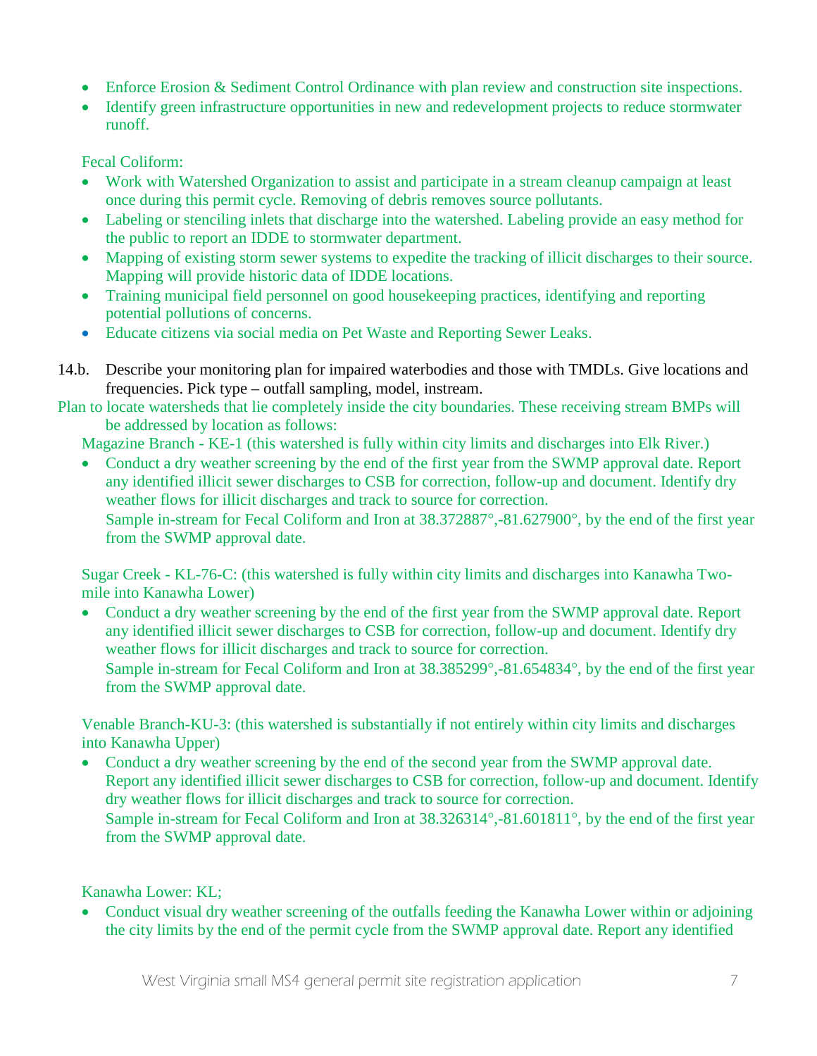- Enforce Erosion & Sediment Control Ordinance with plan review and construction site inspections.
- Identify green infrastructure opportunities in new and redevelopment projects to reduce stormwater runoff.

Fecal Coliform:

- Work with Watershed Organization to assist and participate in a stream cleanup campaign at least once during this permit cycle. Removing of debris removes source pollutants.
- Labeling or stenciling inlets that discharge into the watershed. Labeling provide an easy method for the public to report an IDDE to stormwater department.
- Mapping of existing storm sewer systems to expedite the tracking of illicit discharges to their source. Mapping will provide historic data of IDDE locations.
- Training municipal field personnel on good housekeeping practices, identifying and reporting potential pollutions of concerns.
- Educate citizens via social media on Pet Waste and Reporting Sewer Leaks.

14.b. Describe your monitoring plan for impaired waterbodies and those with TMDLs. Give locations and frequencies. Pick type – outfall sampling, model, instream.

Plan to locate watersheds that lie completely inside the city boundaries. These receiving stream BMPs will be addressed by location as follows:

Magazine Branch - KE-1 (this watershed is fully within city limits and discharges into Elk River.)

- Conduct a dry weather screening by the end of the first year from the SWMP approval date. Report any identified illicit sewer discharges to CSB for correction, follow-up and document. Identify dry weather flows for illicit discharges and track to source for correction.
  Sample in-stream for Fecal Coliform and Iron at 38.372887°,-81.627900°, by the end of the first year from the SWMP approval date.

Sugar Creek - KL-76-C: (this watershed is fully within city limits and discharges into Kanawha Two-mile into Kanawha Lower)

- Conduct a dry weather screening by the end of the first year from the SWMP approval date. Report any identified illicit sewer discharges to CSB for correction, follow-up and document. Identify dry weather flows for illicit discharges and track to source for correction.
  Sample in-stream for Fecal Coliform and Iron at 38.385299°,-81.654834°, by the end of the first year from the SWMP approval date.

Venable Branch-KU-3: (this watershed is substantially if not entirely within city limits and discharges into Kanawha Upper)

- Conduct a dry weather screening by the end of the second year from the SWMP approval date. Report any identified illicit sewer discharges to CSB for correction, follow-up and document. Identify dry weather flows for illicit discharges and track to source for correction.
  Sample in-stream for Fecal Coliform and Iron at 38.326314°,-81.601811°, by the end of the first year from the SWMP approval date.

Kanawha Lower: KL;

- Conduct visual dry weather screening of the outfalls feeding the Kanawha Lower within or adjoining the city limits by the end of the permit cycle from the SWMP approval date. Report any identified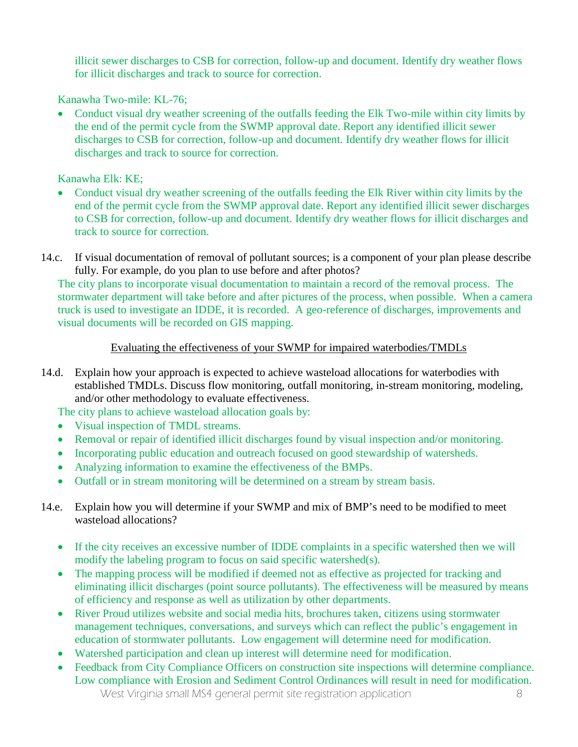illicit sewer discharges to CSB for correction, follow-up and document. Identify dry weather flows for illicit discharges and track to source for correction.

Kanawha Two-mile: KL-76;

- Conduct visual dry weather screening of the outfalls feeding the Elk Two-mile within city limits by the end of the permit cycle from the SWMP approval date. Report any identified illicit sewer discharges to CSB for correction, follow-up and document. Identify dry weather flows for illicit discharges and track to source for correction.

Kanawha Elk: KE;

- Conduct visual dry weather screening of the outfalls feeding the Elk River within city limits by the end of the permit cycle from the SWMP approval date. Report any identified illicit sewer discharges to CSB for correction, follow-up and document. Identify dry weather flows for illicit discharges and track to source for correction.

14.c. If visual documentation of removal of pollutant sources; is a component of your plan please describe fully. For example, do you plan to use before and after photos?

The city plans to incorporate visual documentation to maintain a record of the removal process. The stormwater department will take before and after pictures of the process, when possible. When a camera truck is used to investigate an IDDE, it is recorded. A geo-reference of discharges, improvements and visual documents will be recorded on GIS mapping.

## Evaluating the effectiveness of your SWMP for impaired waterbodies/TMDLs

14.d. Explain how your approach is expected to achieve wasteload allocations for waterbodies with established TMDLs. Discuss flow monitoring, outfall monitoring, in-stream monitoring, modeling, and/or other methodology to evaluate effectiveness.

The city plans to achieve wasteload allocation goals by:

- Visual inspection of TMDL streams.
- Removal or repair of identified illicit discharges found by visual inspection and/or monitoring.
- Incorporating public education and outreach focused on good stewardship of watersheds.
- Analyzing information to examine the effectiveness of the BMPs.
- Outfall or in stream monitoring will be determined on a stream by stream basis.

14.e. Explain how you will determine if your SWMP and mix of BMP's need to be modified to meet wasteload allocations?

- If the city receives an excessive number of IDDE complaints in a specific watershed then we will modify the labeling program to focus on said specific watershed(s).
- The mapping process will be modified if deemed not as effective as projected for tracking and eliminating illicit discharges (point source pollutants). The effectiveness will be measured by means of efficiency and response as well as utilization by other departments.
- River Proud utilizes website and social media hits, brochures taken, citizens using stormwater management techniques, conversations, and surveys which can reflect the public's engagement in education of stormwater pollutants. Low engagement will determine need for modification.
- Watershed participation and clean up interest will determine need for modification.
- Feedback from City Compliance Officers on construction site inspections will determine compliance. Low compliance with Erosion and Sediment Control Ordinances will result in need for modification.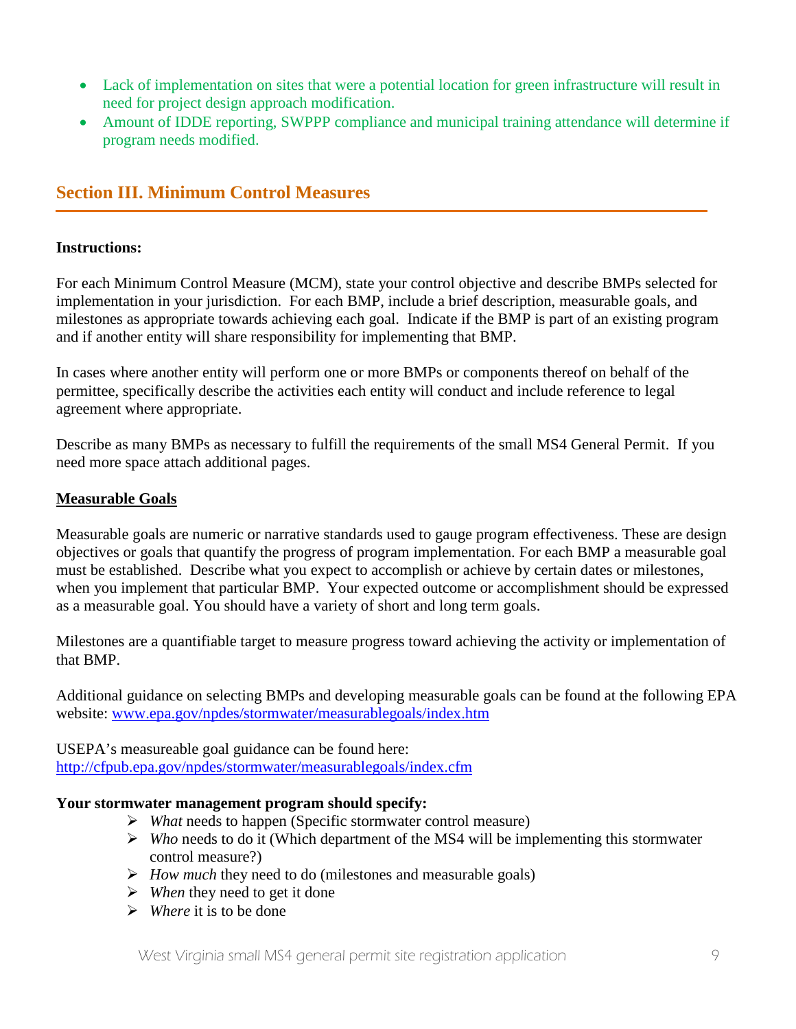- Lack of implementation on sites that were a potential location for green infrastructure will result in need for project design approach modification.
- Amount of IDDE reporting, SWPPP compliance and municipal training attendance will determine if program needs modified.

## Section III. Minimum Control Measures

**Instructions:**

For each Minimum Control Measure (MCM), state your control objective and describe BMPs selected for implementation in your jurisdiction. For each BMP, include a brief description, measurable goals, and milestones as appropriate towards achieving each goal. Indicate if the BMP is part of an existing program and if another entity will share responsibility for implementing that BMP.

In cases where another entity will perform one or more BMPs or components thereof on behalf of the permittee, specifically describe the activities each entity will conduct and include reference to legal agreement where appropriate.

Describe as many BMPs as necessary to fulfill the requirements of the small MS4 General Permit. If you need more space attach additional pages.

**Measurable Goals**

Measurable goals are numeric or narrative standards used to gauge program effectiveness. These are design objectives or goals that quantify the progress of program implementation. For each BMP a measurable goal must be established. Describe what you expect to accomplish or achieve by certain dates or milestones, when you implement that particular BMP. Your expected outcome or accomplishment should be expressed as a measurable goal. You should have a variety of short and long term goals.

Milestones are a quantifiable target to measure progress toward achieving the activity or implementation of that BMP.

Additional guidance on selecting BMPs and developing measurable goals can be found at the following EPA website: www.epa.gov/npdes/stormwater/measurablegoals/index.htm

USEPA's measureable goal guidance can be found here: http://cfpub.epa.gov/npdes/stormwater/measurablegoals/index.cfm

**Your stormwater management program should specify:**

- *What* needs to happen (Specific stormwater control measure)
- *Who* needs to do it (Which department of the MS4 will be implementing this stormwater control measure?)
- *How much* they need to do (milestones and measurable goals)
- *When* they need to get it done
- *Where* it is to be done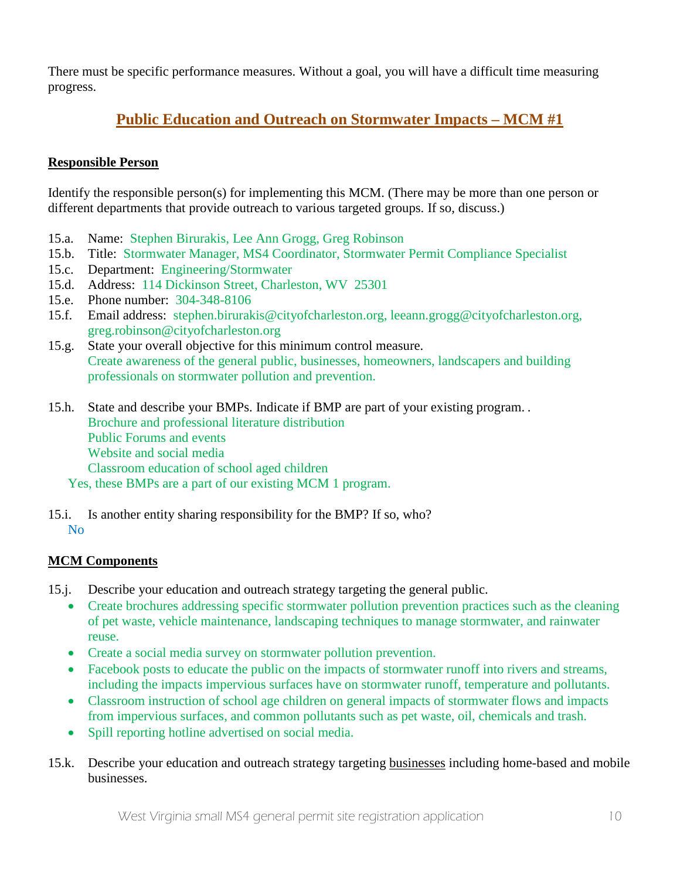There must be specific performance measures. Without a goal, you will have a difficult time measuring progress.

## Public Education and Outreach on Stormwater Impacts – MCM #1

**Responsible Person**

Identify the responsible person(s) for implementing this MCM. (There may be more than one person or different departments that provide outreach to various targeted groups. If so, discuss.)

15.a. Name: Stephen Birurakis, Lee Ann Grogg, Greg Robinson
15.b. Title: Stormwater Manager, MS4 Coordinator, Stormwater Permit Compliance Specialist
15.c. Department: Engineering/Stormwater
15.d. Address: 114 Dickinson Street, Charleston, WV 25301
15.e. Phone number: 304-348-8106
15.f. Email address: stephen.birurakis@cityofcharleston.org, leeann.grogg@cityofcharleston.org, greg.robinson@cityofcharleston.org
15.g. State your overall objective for this minimum control measure.
Create awareness of the general public, businesses, homeowners, landscapers and building professionals on stormwater pollution and prevention.

15.h. State and describe your BMPs. Indicate if BMP are part of your existing program. .
Brochure and professional literature distribution
Public Forums and events
Website and social media
Classroom education of school aged children
Yes, these BMPs are a part of our existing MCM 1 program.

15.i. Is another entity sharing responsibility for the BMP? If so, who?
No

**MCM Components**

15.j. Describe your education and outreach strategy targeting the general public.

- Create brochures addressing specific stormwater pollution prevention practices such as the cleaning of pet waste, vehicle maintenance, landscaping techniques to manage stormwater, and rainwater reuse.
- Create a social media survey on stormwater pollution prevention.
- Facebook posts to educate the public on the impacts of stormwater runoff into rivers and streams, including the impacts impervious surfaces have on stormwater runoff, temperature and pollutants.
- Classroom instruction of school age children on general impacts of stormwater flows and impacts from impervious surfaces, and common pollutants such as pet waste, oil, chemicals and trash.
- Spill reporting hotline advertised on social media.

15.k. Describe your education and outreach strategy targeting businesses including home-based and mobile businesses.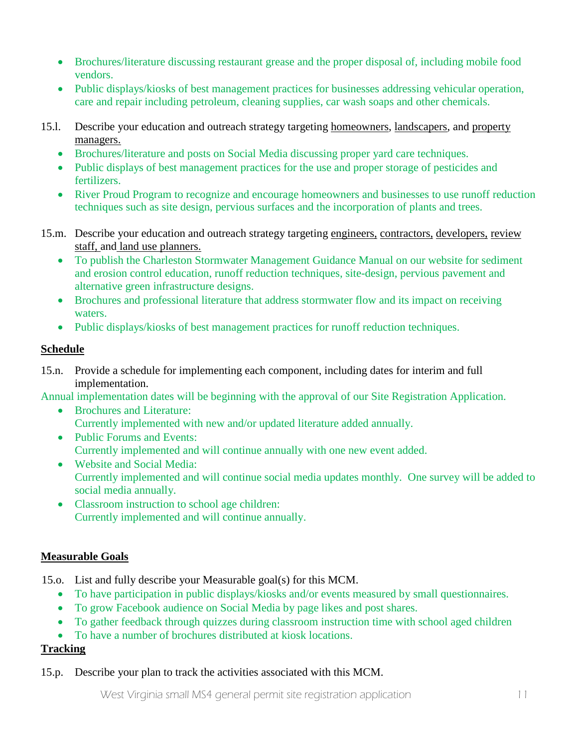- Brochures/literature discussing restaurant grease and the proper disposal of, including mobile food vendors.
- Public displays/kiosks of best management practices for businesses addressing vehicular operation, care and repair including petroleum, cleaning supplies, car wash soaps and other chemicals.

15.l. Describe your education and outreach strategy targeting homeowners, landscapers, and property managers.

- Brochures/literature and posts on Social Media discussing proper yard care techniques.
- Public displays of best management practices for the use and proper storage of pesticides and fertilizers.
- River Proud Program to recognize and encourage homeowners and businesses to use runoff reduction techniques such as site design, pervious surfaces and the incorporation of plants and trees.

15.m. Describe your education and outreach strategy targeting engineers, contractors, developers, review staff, and land use planners.

- To publish the Charleston Stormwater Management Guidance Manual on our website for sediment and erosion control education, runoff reduction techniques, site-design, pervious pavement and alternative green infrastructure designs.
- Brochures and professional literature that address stormwater flow and its impact on receiving waters.
- Public displays/kiosks of best management practices for runoff reduction techniques.

**Schedule**

15.n. Provide a schedule for implementing each component, including dates for interim and full implementation.

Annual implementation dates will be beginning with the approval of our Site Registration Application.

- Brochures and Literature:
  Currently implemented with new and/or updated literature added annually.
- Public Forums and Events:
  Currently implemented and will continue annually with one new event added.
- Website and Social Media:
  Currently implemented and will continue social media updates monthly. One survey will be added to social media annually.
- Classroom instruction to school age children:
  Currently implemented and will continue annually.

**Measurable Goals**

15.o. List and fully describe your Measurable goal(s) for this MCM.

- To have participation in public displays/kiosks and/or events measured by small questionnaires.
- To grow Facebook audience on Social Media by page likes and post shares.
- To gather feedback through quizzes during classroom instruction time with school aged children
- To have a number of brochures distributed at kiosk locations.

**Tracking**

15.p. Describe your plan to track the activities associated with this MCM.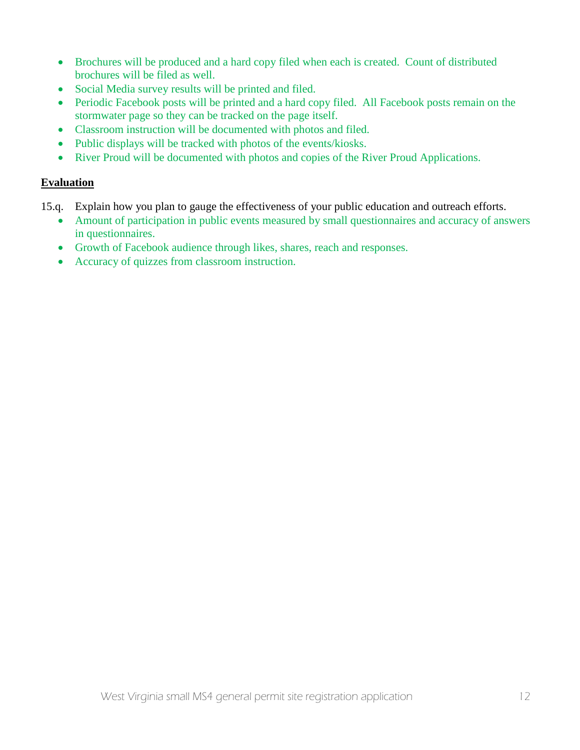- Brochures will be produced and a hard copy filed when each is created. Count of distributed brochures will be filed as well.
- Social Media survey results will be printed and filed.
- Periodic Facebook posts will be printed and a hard copy filed. All Facebook posts remain on the stormwater page so they can be tracked on the page itself.
- Classroom instruction will be documented with photos and filed.
- Public displays will be tracked with photos of the events/kiosks.
- River Proud will be documented with photos and copies of the River Proud Applications.

**Evaluation**

15.q. Explain how you plan to gauge the effectiveness of your public education and outreach efforts.

- Amount of participation in public events measured by small questionnaires and accuracy of answers in questionnaires.
- Growth of Facebook audience through likes, shares, reach and responses.
- Accuracy of quizzes from classroom instruction.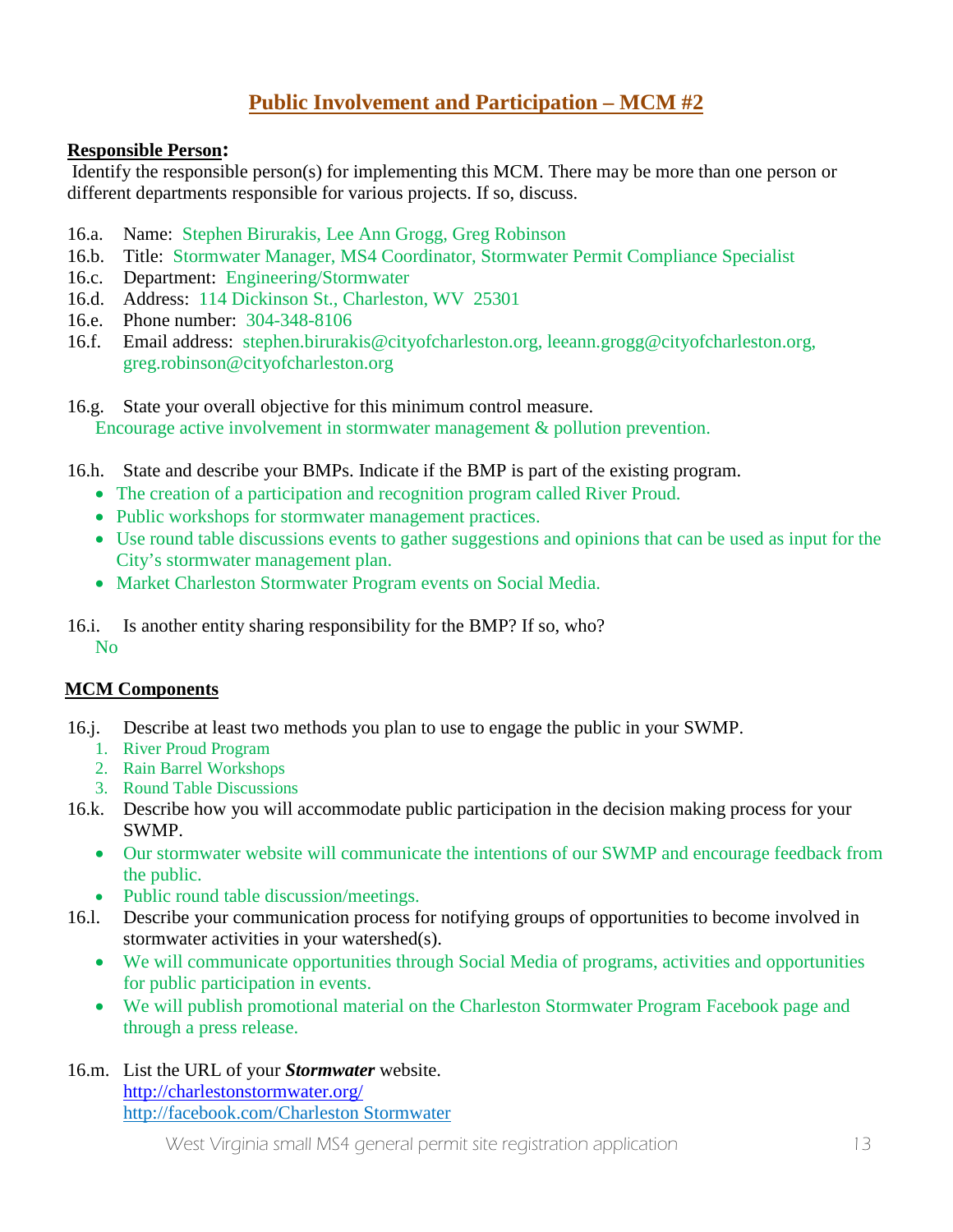## Public Involvement and Participation – MCM #2

**Responsible Person:**

Identify the responsible person(s) for implementing this MCM. There may be more than one person or different departments responsible for various projects. If so, discuss.

16.a. Name: Stephen Birurakis, Lee Ann Grogg, Greg Robinson

16.b. Title: Stormwater Manager, MS4 Coordinator, Stormwater Permit Compliance Specialist

16.c. Department: Engineering/Stormwater

16.d. Address: 114 Dickinson St., Charleston, WV 25301

16.e. Phone number: 304-348-8106

16.f. Email address: stephen.birurakis@cityofcharleston.org, leeann.grogg@cityofcharleston.org, greg.robinson@cityofcharleston.org

16.g. State your overall objective for this minimum control measure.

Encourage active involvement in stormwater management & pollution prevention.

16.h. State and describe your BMPs. Indicate if the BMP is part of the existing program.

- The creation of a participation and recognition program called River Proud.
- Public workshops for stormwater management practices.
- Use round table discussions events to gather suggestions and opinions that can be used as input for the City's stormwater management plan.
- Market Charleston Stormwater Program events on Social Media.

16.i. Is another entity sharing responsibility for the BMP? If so, who?

No

**MCM Components**

16.j. Describe at least two methods you plan to use to engage the public in your SWMP.

1. River Proud Program
2. Rain Barrel Workshops
3. Round Table Discussions

16.k. Describe how you will accommodate public participation in the decision making process for your SWMP.

- Our stormwater website will communicate the intentions of our SWMP and encourage feedback from the public.
- Public round table discussion/meetings.

16.l. Describe your communication process for notifying groups of opportunities to become involved in stormwater activities in your watershed(s).

- We will communicate opportunities through Social Media of programs, activities and opportunities for public participation in events.
- We will publish promotional material on the Charleston Stormwater Program Facebook page and through a press release.

16.m. List the URL of your ***Stormwater*** website.

http://charlestonstormwater.org/

http://facebook.com/Charleston Stormwater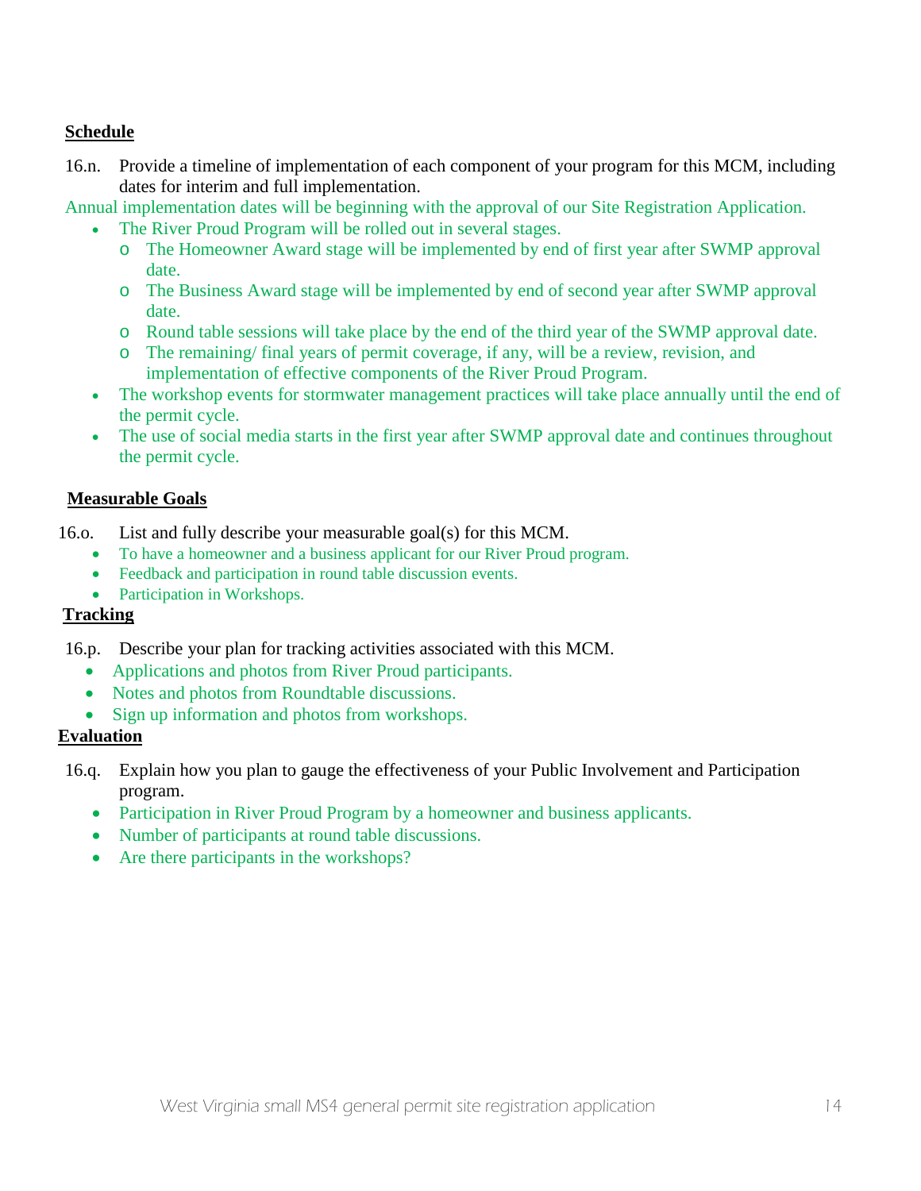**Schedule**

16.n. Provide a timeline of implementation of each component of your program for this MCM, including dates for interim and full implementation.

Annual implementation dates will be beginning with the approval of our Site Registration Application.

- The River Proud Program will be rolled out in several stages.
  - The Homeowner Award stage will be implemented by end of first year after SWMP approval date.
  - The Business Award stage will be implemented by end of second year after SWMP approval date.
  - Round table sessions will take place by the end of the third year of the SWMP approval date.
  - The remaining/ final years of permit coverage, if any, will be a review, revision, and implementation of effective components of the River Proud Program.
- The workshop events for stormwater management practices will take place annually until the end of the permit cycle.
- The use of social media starts in the first year after SWMP approval date and continues throughout the permit cycle.

**Measurable Goals**

16.o. List and fully describe your measurable goal(s) for this MCM.

- To have a homeowner and a business applicant for our River Proud program.
- Feedback and participation in round table discussion events.
- Participation in Workshops.

**Tracking**

16.p. Describe your plan for tracking activities associated with this MCM.

- Applications and photos from River Proud participants.
- Notes and photos from Roundtable discussions.
- Sign up information and photos from workshops.

**Evaluation**

16.q. Explain how you plan to gauge the effectiveness of your Public Involvement and Participation program.

- Participation in River Proud Program by a homeowner and business applicants.
- Number of participants at round table discussions.
- Are there participants in the workshops?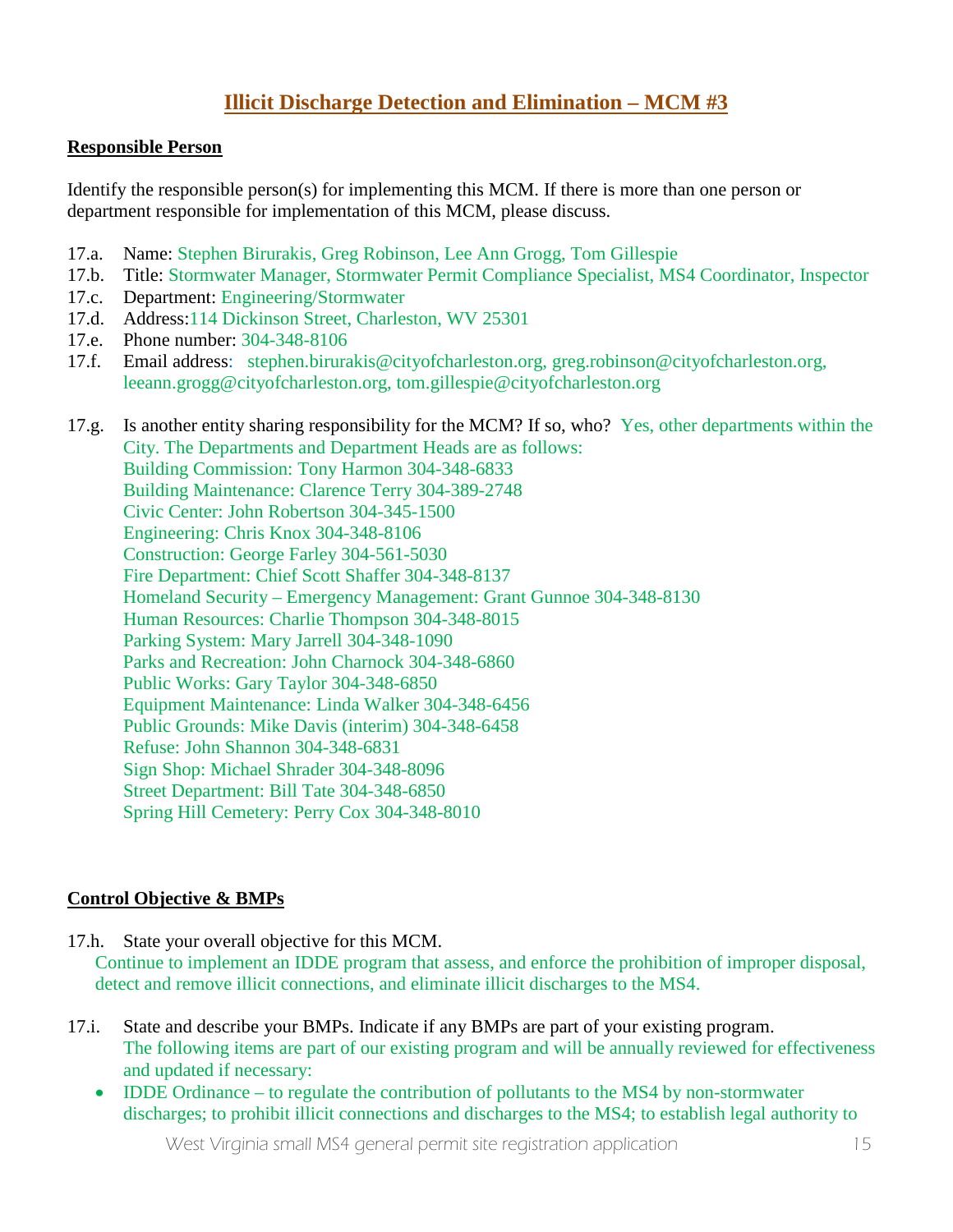# Illicit Discharge Detection and Elimination – MCM #3

**Responsible Person**

Identify the responsible person(s) for implementing this MCM. If there is more than one person or department responsible for implementation of this MCM, please discuss.

17.a. Name: Stephen Birurakis, Greg Robinson, Lee Ann Grogg, Tom Gillespie

17.b. Title: Stormwater Manager, Stormwater Permit Compliance Specialist, MS4 Coordinator, Inspector

17.c. Department: Engineering/Stormwater

17.d. Address:114 Dickinson Street, Charleston, WV 25301

17.e. Phone number: 304-348-8106

17.f. Email address: stephen.birurakis@cityofcharleston.org, greg.robinson@cityofcharleston.org, leeann.grogg@cityofcharleston.org, tom.gillespie@cityofcharleston.org

17.g. Is another entity sharing responsibility for the MCM? If so, who? Yes, other departments within the City. The Departments and Department Heads are as follows:
Building Commission: Tony Harmon 304-348-6833
Building Maintenance: Clarence Terry 304-389-2748
Civic Center: John Robertson 304-345-1500
Engineering: Chris Knox 304-348-8106
Construction: George Farley 304-561-5030
Fire Department: Chief Scott Shaffer 304-348-8137
Homeland Security – Emergency Management: Grant Gunnoe 304-348-8130
Human Resources: Charlie Thompson 304-348-8015
Parking System: Mary Jarrell 304-348-1090
Parks and Recreation: John Charnock 304-348-6860
Public Works: Gary Taylor 304-348-6850
Equipment Maintenance: Linda Walker 304-348-6456
Public Grounds: Mike Davis (interim) 304-348-6458
Refuse: John Shannon 304-348-6831
Sign Shop: Michael Shrader 304-348-8096
Street Department: Bill Tate 304-348-6850
Spring Hill Cemetery: Perry Cox 304-348-8010

**Control Objective & BMPs**

17.h. State your overall objective for this MCM.
Continue to implement an IDDE program that assess, and enforce the prohibition of improper disposal, detect and remove illicit connections, and eliminate illicit discharges to the MS4.

17.i. State and describe your BMPs. Indicate if any BMPs are part of your existing program.
The following items are part of our existing program and will be annually reviewed for effectiveness and updated if necessary:

- IDDE Ordinance – to regulate the contribution of pollutants to the MS4 by non-stormwater discharges; to prohibit illicit connections and discharges to the MS4; to establish legal authority to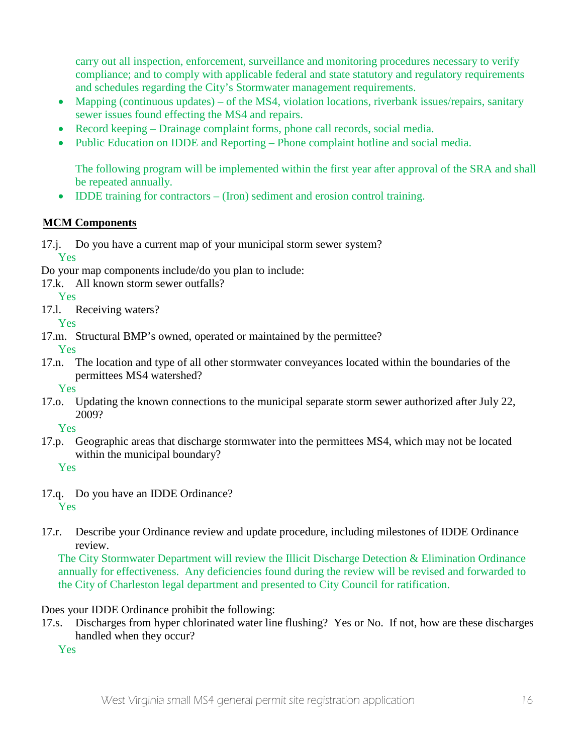carry out all inspection, enforcement, surveillance and monitoring procedures necessary to verify compliance; and to comply with applicable federal and state statutory and regulatory requirements and schedules regarding the City's Stormwater management requirements.

- Mapping (continuous updates) – of the MS4, violation locations, riverbank issues/repairs, sanitary sewer issues found effecting the MS4 and repairs.
- Record keeping – Drainage complaint forms, phone call records, social media.
- Public Education on IDDE and Reporting – Phone complaint hotline and social media.

The following program will be implemented within the first year after approval of the SRA and shall be repeated annually.

- IDDE training for contractors – (Iron) sediment and erosion control training.

**MCM Components**

17.j. Do you have a current map of your municipal storm sewer system?

Yes

Do your map components include/do you plan to include:

17.k. All known storm sewer outfalls?

Yes

17.l. Receiving waters?

Yes

17.m. Structural BMP's owned, operated or maintained by the permittee?

Yes

17.n. The location and type of all other stormwater conveyances located within the boundaries of the permittees MS4 watershed?

Yes

17.o. Updating the known connections to the municipal separate storm sewer authorized after July 22, 2009?

Yes

17.p. Geographic areas that discharge stormwater into the permittees MS4, which may not be located within the municipal boundary?

Yes

17.q. Do you have an IDDE Ordinance?

Yes

17.r. Describe your Ordinance review and update procedure, including milestones of IDDE Ordinance review.

The City Stormwater Department will review the Illicit Discharge Detection & Elimination Ordinance annually for effectiveness. Any deficiencies found during the review will be revised and forwarded to the City of Charleston legal department and presented to City Council for ratification.

Does your IDDE Ordinance prohibit the following:

17.s. Discharges from hyper chlorinated water line flushing? Yes or No. If not, how are these discharges handled when they occur?

Yes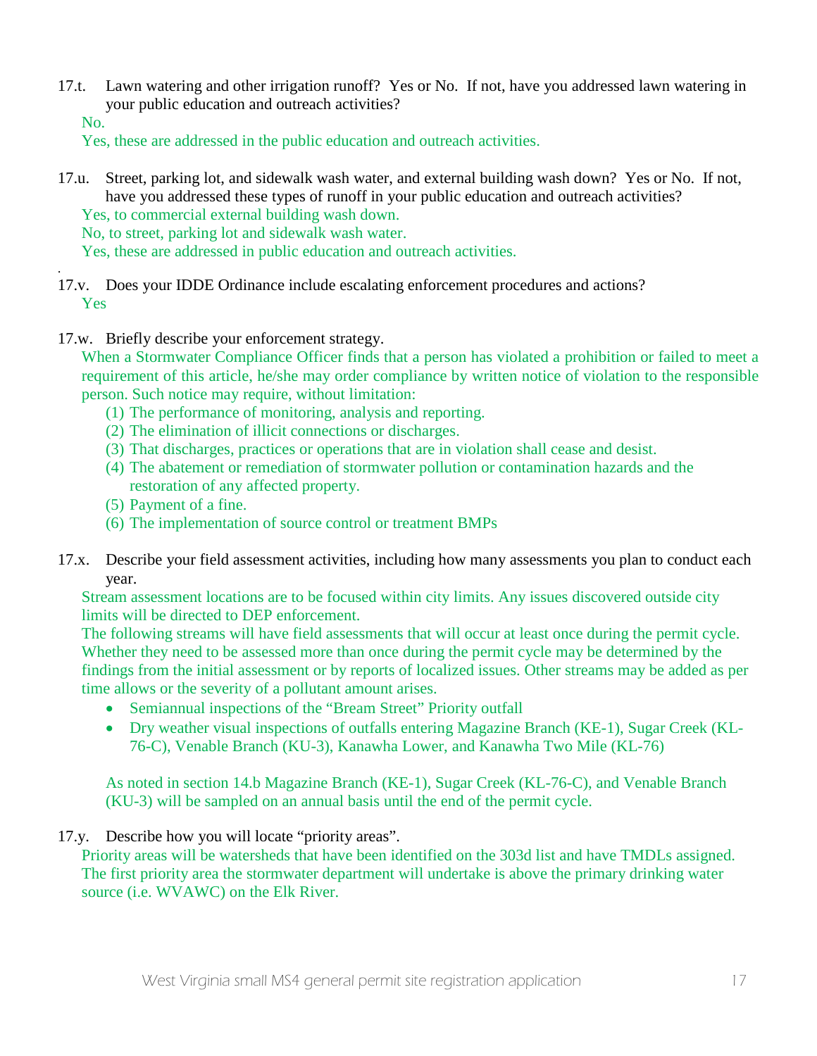17.t. Lawn watering and other irrigation runoff? Yes or No. If not, have you addressed lawn watering in your public education and outreach activities?

No.

Yes, these are addressed in the public education and outreach activities.

17.u. Street, parking lot, and sidewalk wash water, and external building wash down? Yes or No. If not, have you addressed these types of runoff in your public education and outreach activities?

Yes, to commercial external building wash down.

No, to street, parking lot and sidewalk wash water.

Yes, these are addressed in public education and outreach activities.

17.v. Does your IDDE Ordinance include escalating enforcement procedures and actions?

Yes

17.w. Briefly describe your enforcement strategy.

When a Stormwater Compliance Officer finds that a person has violated a prohibition or failed to meet a requirement of this article, he/she may order compliance by written notice of violation to the responsible person. Such notice may require, without limitation:

(1) The performance of monitoring, analysis and reporting.
(2) The elimination of illicit connections or discharges.
(3) That discharges, practices or operations that are in violation shall cease and desist.
(4) The abatement or remediation of stormwater pollution or contamination hazards and the restoration of any affected property.
(5) Payment of a fine.
(6) The implementation of source control or treatment BMPs

17.x. Describe your field assessment activities, including how many assessments you plan to conduct each year.

Stream assessment locations are to be focused within city limits. Any issues discovered outside city limits will be directed to DEP enforcement.

The following streams will have field assessments that will occur at least once during the permit cycle. Whether they need to be assessed more than once during the permit cycle may be determined by the findings from the initial assessment or by reports of localized issues. Other streams may be added as per time allows or the severity of a pollutant amount arises.

- Semiannual inspections of the "Bream Street" Priority outfall
- Dry weather visual inspections of outfalls entering Magazine Branch (KE-1), Sugar Creek (KL-76-C), Venable Branch (KU-3), Kanawha Lower, and Kanawha Two Mile (KL-76)

As noted in section 14.b Magazine Branch (KE-1), Sugar Creek (KL-76-C), and Venable Branch (KU-3) will be sampled on an annual basis until the end of the permit cycle.

17.y. Describe how you will locate "priority areas".

Priority areas will be watersheds that have been identified on the 303d list and have TMDLs assigned. The first priority area the stormwater department will undertake is above the primary drinking water source (i.e. WVAWC) on the Elk River.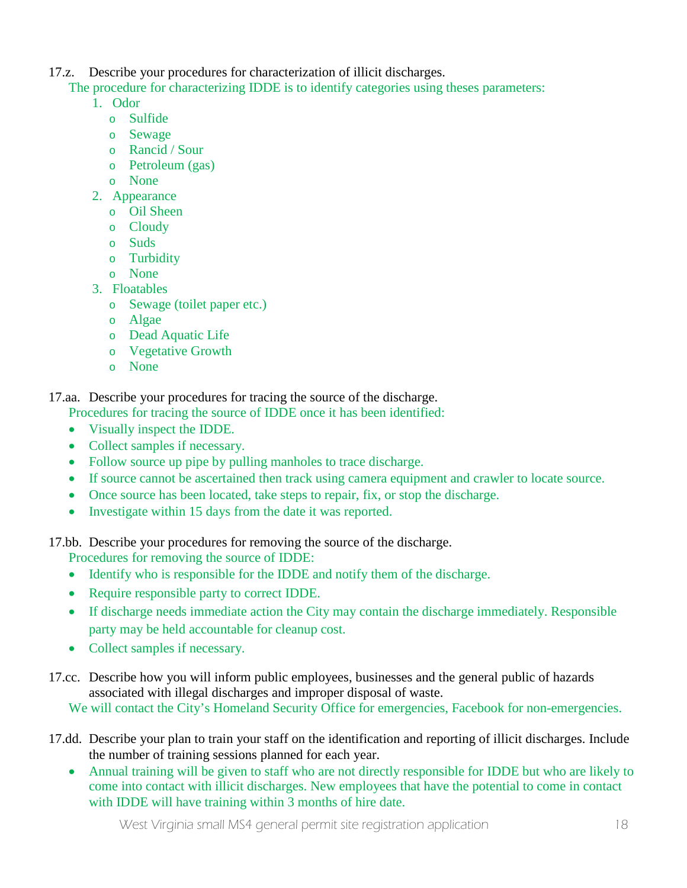17.z. Describe your procedures for characterization of illicit discharges.

The procedure for characterizing IDDE is to identify categories using theses parameters:

1. Odor
   - Sulfide
   - Sewage
   - Rancid / Sour
   - Petroleum (gas)
   - None
2. Appearance
   - Oil Sheen
   - Cloudy
   - Suds
   - Turbidity
   - None
3. Floatables
   - Sewage (toilet paper etc.)
   - Algae
   - Dead Aquatic Life
   - Vegetative Growth
   - None

17.aa. Describe your procedures for tracing the source of the discharge.

Procedures for tracing the source of IDDE once it has been identified:

- Visually inspect the IDDE.
- Collect samples if necessary.
- Follow source up pipe by pulling manholes to trace discharge.
- If source cannot be ascertained then track using camera equipment and crawler to locate source.
- Once source has been located, take steps to repair, fix, or stop the discharge.
- Investigate within 15 days from the date it was reported.

17.bb. Describe your procedures for removing the source of the discharge.

Procedures for removing the source of IDDE:

- Identify who is responsible for the IDDE and notify them of the discharge.
- Require responsible party to correct IDDE.
- If discharge needs immediate action the City may contain the discharge immediately. Responsible party may be held accountable for cleanup cost.
- Collect samples if necessary.

17.cc. Describe how you will inform public employees, businesses and the general public of hazards associated with illegal discharges and improper disposal of waste.

We will contact the City's Homeland Security Office for emergencies, Facebook for non-emergencies.

17.dd. Describe your plan to train your staff on the identification and reporting of illicit discharges. Include the number of training sessions planned for each year.

- Annual training will be given to staff who are not directly responsible for IDDE but who are likely to come into contact with illicit discharges. New employees that have the potential to come in contact with IDDE will have training within 3 months of hire date.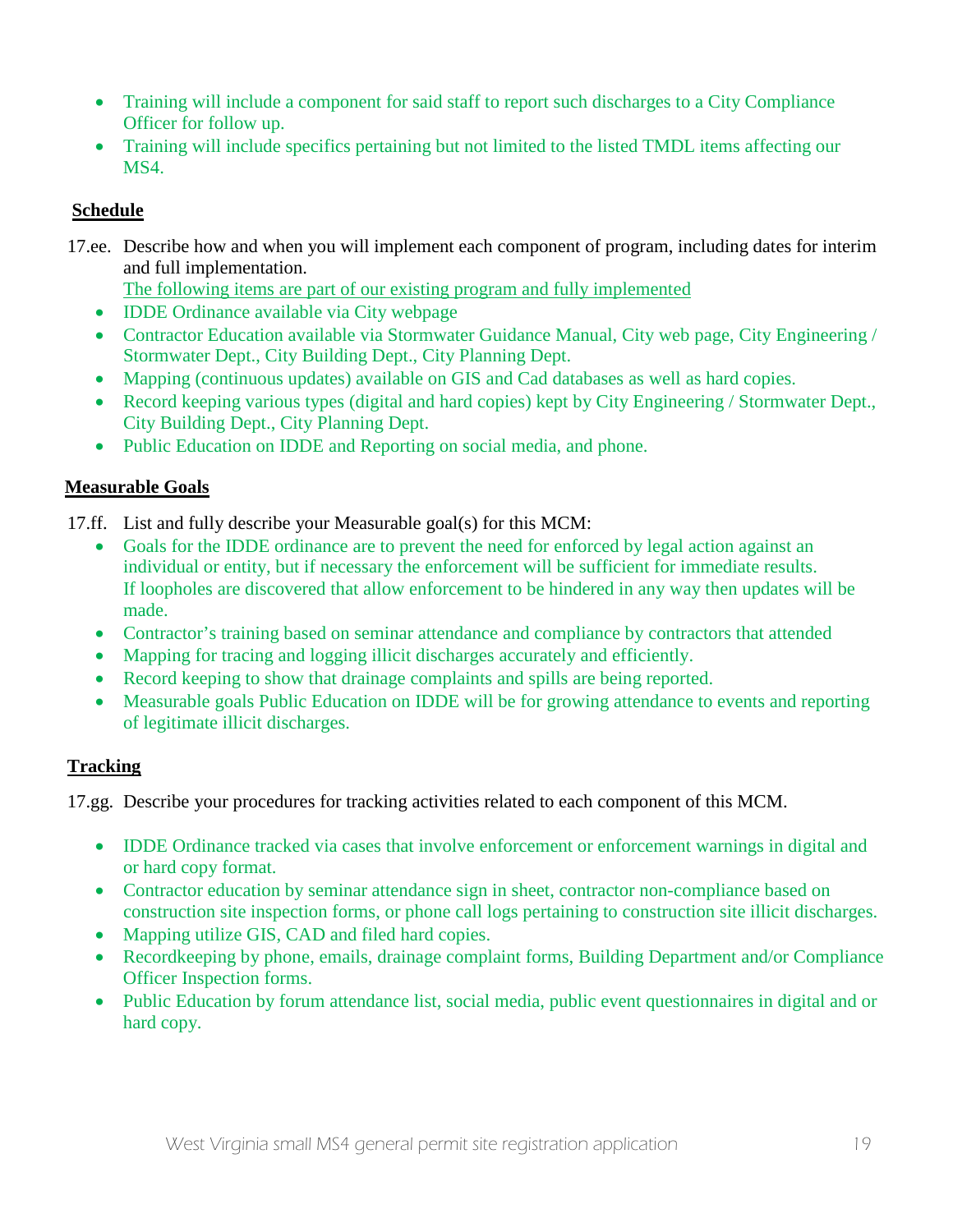- Training will include a component for said staff to report such discharges to a City Compliance Officer for follow up.
- Training will include specifics pertaining but not limited to the listed TMDL items affecting our MS4.

**Schedule**

17.ee. Describe how and when you will implement each component of program, including dates for interim and full implementation.

The following items are part of our existing program and fully implemented

- IDDE Ordinance available via City webpage
- Contractor Education available via Stormwater Guidance Manual, City web page, City Engineering / Stormwater Dept., City Building Dept., City Planning Dept.
- Mapping (continuous updates) available on GIS and Cad databases as well as hard copies.
- Record keeping various types (digital and hard copies) kept by City Engineering / Stormwater Dept., City Building Dept., City Planning Dept.
- Public Education on IDDE and Reporting on social media, and phone.

**Measurable Goals**

17.ff. List and fully describe your Measurable goal(s) for this MCM:

- Goals for the IDDE ordinance are to prevent the need for enforced by legal action against an individual or entity, but if necessary the enforcement will be sufficient for immediate results. If loopholes are discovered that allow enforcement to be hindered in any way then updates will be made.
- Contractor's training based on seminar attendance and compliance by contractors that attended
- Mapping for tracing and logging illicit discharges accurately and efficiently.
- Record keeping to show that drainage complaints and spills are being reported.
- Measurable goals Public Education on IDDE will be for growing attendance to events and reporting of legitimate illicit discharges.

**Tracking**

17.gg. Describe your procedures for tracking activities related to each component of this MCM.

- IDDE Ordinance tracked via cases that involve enforcement or enforcement warnings in digital and or hard copy format.
- Contractor education by seminar attendance sign in sheet, contractor non-compliance based on construction site inspection forms, or phone call logs pertaining to construction site illicit discharges.
- Mapping utilize GIS, CAD and filed hard copies.
- Recordkeeping by phone, emails, drainage complaint forms, Building Department and/or Compliance Officer Inspection forms.
- Public Education by forum attendance list, social media, public event questionnaires in digital and or hard copy.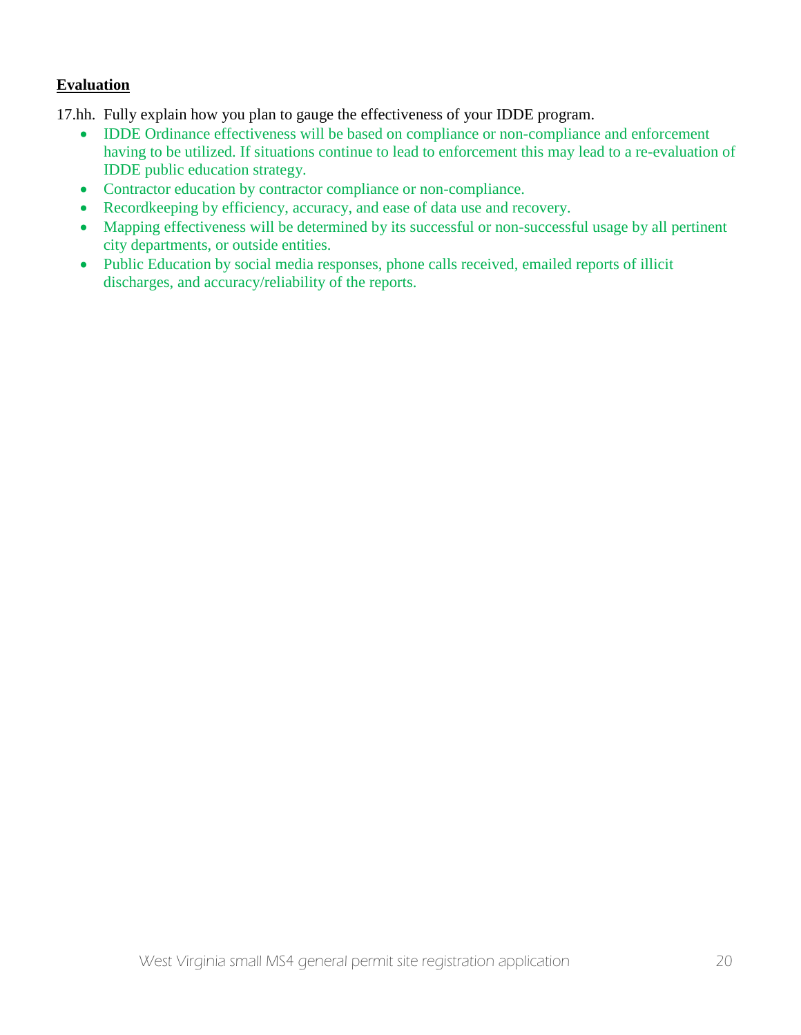**Evaluation**

17.hh. Fully explain how you plan to gauge the effectiveness of your IDDE program.

- IDDE Ordinance effectiveness will be based on compliance or non-compliance and enforcement having to be utilized. If situations continue to lead to enforcement this may lead to a re-evaluation of IDDE public education strategy.
- Contractor education by contractor compliance or non-compliance.
- Recordkeeping by efficiency, accuracy, and ease of data use and recovery.
- Mapping effectiveness will be determined by its successful or non-successful usage by all pertinent city departments, or outside entities.
- Public Education by social media responses, phone calls received, emailed reports of illicit discharges, and accuracy/reliability of the reports.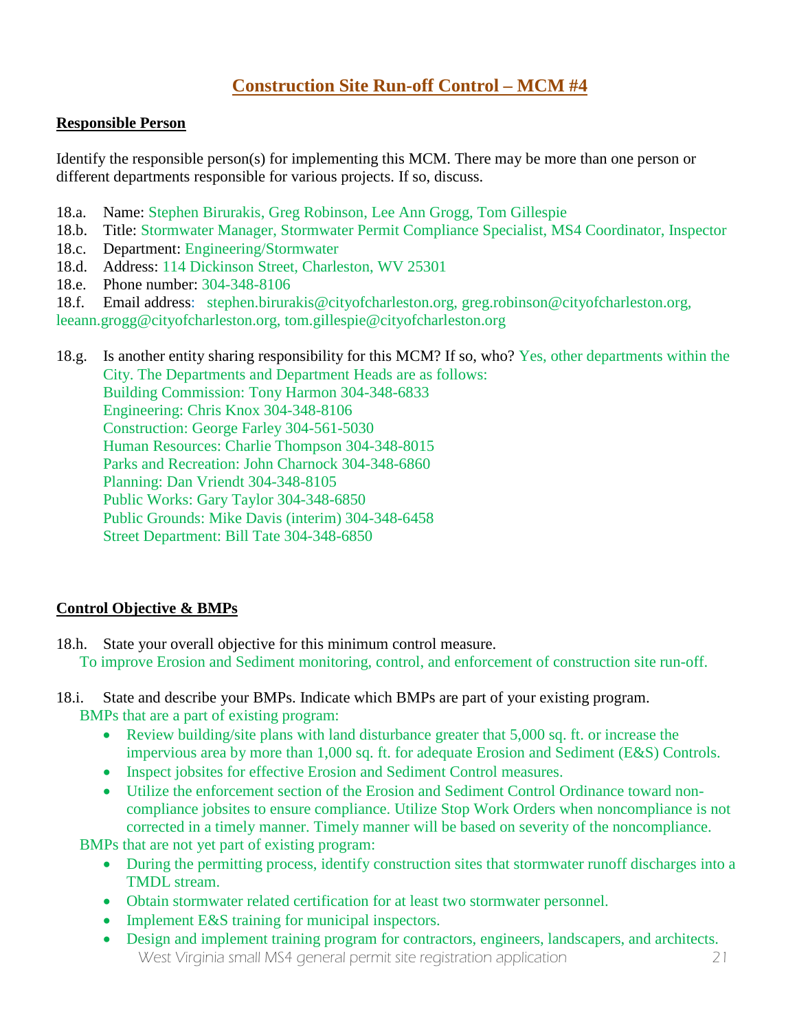## Construction Site Run-off Control – MCM #4

**Responsible Person**

Identify the responsible person(s) for implementing this MCM. There may be more than one person or different departments responsible for various projects. If so, discuss.

18.a. Name: Stephen Birurakis, Greg Robinson, Lee Ann Grogg, Tom Gillespie
18.b. Title: Stormwater Manager, Stormwater Permit Compliance Specialist, MS4 Coordinator, Inspector
18.c. Department: Engineering/Stormwater
18.d. Address: 114 Dickinson Street, Charleston, WV 25301
18.e. Phone number: 304-348-8106
18.f. Email address: stephen.birurakis@cityofcharleston.org, greg.robinson@cityofcharleston.org, leeann.grogg@cityofcharleston.org, tom.gillespie@cityofcharleston.org

18.g. Is another entity sharing responsibility for this MCM? If so, who? Yes, other departments within the City. The Departments and Department Heads are as follows:
Building Commission: Tony Harmon 304-348-6833
Engineering: Chris Knox 304-348-8106
Construction: George Farley 304-561-5030
Human Resources: Charlie Thompson 304-348-8015
Parks and Recreation: John Charnock 304-348-6860
Planning: Dan Vriendt 304-348-8105
Public Works: Gary Taylor 304-348-6850
Public Grounds: Mike Davis (interim) 304-348-6458
Street Department: Bill Tate 304-348-6850

**Control Objective & BMPs**

18.h. State your overall objective for this minimum control measure.
To improve Erosion and Sediment monitoring, control, and enforcement of construction site run-off.

18.i. State and describe your BMPs. Indicate which BMPs are part of your existing program.
BMPs that are a part of existing program:

- Review building/site plans with land disturbance greater that 5,000 sq. ft. or increase the impervious area by more than 1,000 sq. ft. for adequate Erosion and Sediment (E&S) Controls.
- Inspect jobsites for effective Erosion and Sediment Control measures.
- Utilize the enforcement section of the Erosion and Sediment Control Ordinance toward non-compliance jobsites to ensure compliance. Utilize Stop Work Orders when noncompliance is not corrected in a timely manner. Timely manner will be based on severity of the noncompliance.

BMPs that are not yet part of existing program:

- During the permitting process, identify construction sites that stormwater runoff discharges into a TMDL stream.
- Obtain stormwater related certification for at least two stormwater personnel.
- Implement E&S training for municipal inspectors.
- Design and implement training program for contractors, engineers, landscapers, and architects.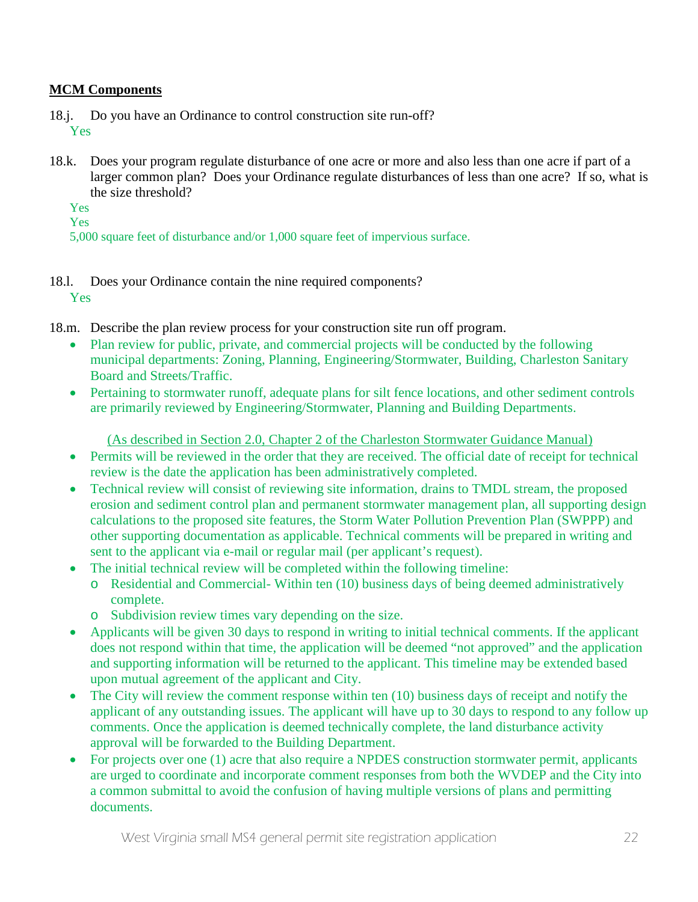**MCM Components**

18.j. Do you have an Ordinance to control construction site run-off?

Yes

18.k. Does your program regulate disturbance of one acre or more and also less than one acre if part of a larger common plan? Does your Ordinance regulate disturbances of less than one acre? If so, what is the size threshold?

Yes

Yes

5,000 square feet of disturbance and/or 1,000 square feet of impervious surface.

18.l. Does your Ordinance contain the nine required components?

Yes

18.m. Describe the plan review process for your construction site run off program.

- Plan review for public, private, and commercial projects will be conducted by the following municipal departments: Zoning, Planning, Engineering/Stormwater, Building, Charleston Sanitary Board and Streets/Traffic.
- Pertaining to stormwater runoff, adequate plans for silt fence locations, and other sediment controls are primarily reviewed by Engineering/Stormwater, Planning and Building Departments.

(As described in Section 2.0, Chapter 2 of the Charleston Stormwater Guidance Manual)

- Permits will be reviewed in the order that they are received. The official date of receipt for technical review is the date the application has been administratively completed.
- Technical review will consist of reviewing site information, drains to TMDL stream, the proposed erosion and sediment control plan and permanent stormwater management plan, all supporting design calculations to the proposed site features, the Storm Water Pollution Prevention Plan (SWPPP) and other supporting documentation as applicable. Technical comments will be prepared in writing and sent to the applicant via e-mail or regular mail (per applicant's request).
- The initial technical review will be completed within the following timeline:
  - Residential and Commercial- Within ten (10) business days of being deemed administratively complete.
  - Subdivision review times vary depending on the size.
- Applicants will be given 30 days to respond in writing to initial technical comments. If the applicant does not respond within that time, the application will be deemed "not approved" and the application and supporting information will be returned to the applicant. This timeline may be extended based upon mutual agreement of the applicant and City.
- The City will review the comment response within ten (10) business days of receipt and notify the applicant of any outstanding issues. The applicant will have up to 30 days to respond to any follow up comments. Once the application is deemed technically complete, the land disturbance activity approval will be forwarded to the Building Department.
- For projects over one (1) acre that also require a NPDES construction stormwater permit, applicants are urged to coordinate and incorporate comment responses from both the WVDEP and the City into a common submittal to avoid the confusion of having multiple versions of plans and permitting documents.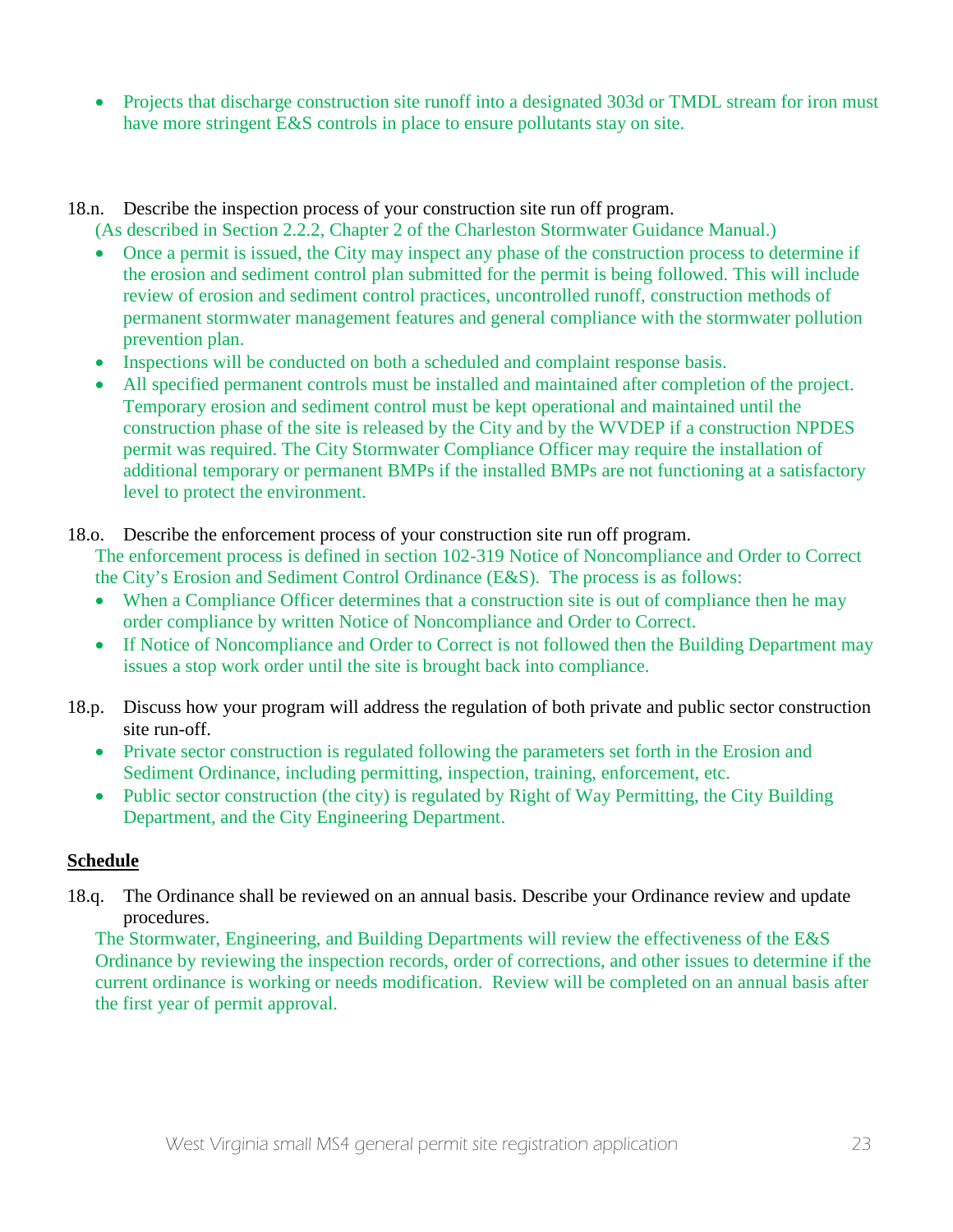- Projects that discharge construction site runoff into a designated 303d or TMDL stream for iron must have more stringent E&S controls in place to ensure pollutants stay on site.

18.n. Describe the inspection process of your construction site run off program.

(As described in Section 2.2.2, Chapter 2 of the Charleston Stormwater Guidance Manual.)

- Once a permit is issued, the City may inspect any phase of the construction process to determine if the erosion and sediment control plan submitted for the permit is being followed. This will include review of erosion and sediment control practices, uncontrolled runoff, construction methods of permanent stormwater management features and general compliance with the stormwater pollution prevention plan.
- Inspections will be conducted on both a scheduled and complaint response basis.
- All specified permanent controls must be installed and maintained after completion of the project. Temporary erosion and sediment control must be kept operational and maintained until the construction phase of the site is released by the City and by the WVDEP if a construction NPDES permit was required. The City Stormwater Compliance Officer may require the installation of additional temporary or permanent BMPs if the installed BMPs are not functioning at a satisfactory level to protect the environment.

18.o. Describe the enforcement process of your construction site run off program.

The enforcement process is defined in section 102-319 Notice of Noncompliance and Order to Correct the City's Erosion and Sediment Control Ordinance (E&S). The process is as follows:

- When a Compliance Officer determines that a construction site is out of compliance then he may order compliance by written Notice of Noncompliance and Order to Correct.
- If Notice of Noncompliance and Order to Correct is not followed then the Building Department may issues a stop work order until the site is brought back into compliance.

18.p. Discuss how your program will address the regulation of both private and public sector construction site run-off.

- Private sector construction is regulated following the parameters set forth in the Erosion and Sediment Ordinance, including permitting, inspection, training, enforcement, etc.
- Public sector construction (the city) is regulated by Right of Way Permitting, the City Building Department, and the City Engineering Department.

**Schedule**

18.q. The Ordinance shall be reviewed on an annual basis. Describe your Ordinance review and update procedures.

The Stormwater, Engineering, and Building Departments will review the effectiveness of the E&S Ordinance by reviewing the inspection records, order of corrections, and other issues to determine if the current ordinance is working or needs modification. Review will be completed on an annual basis after the first year of permit approval.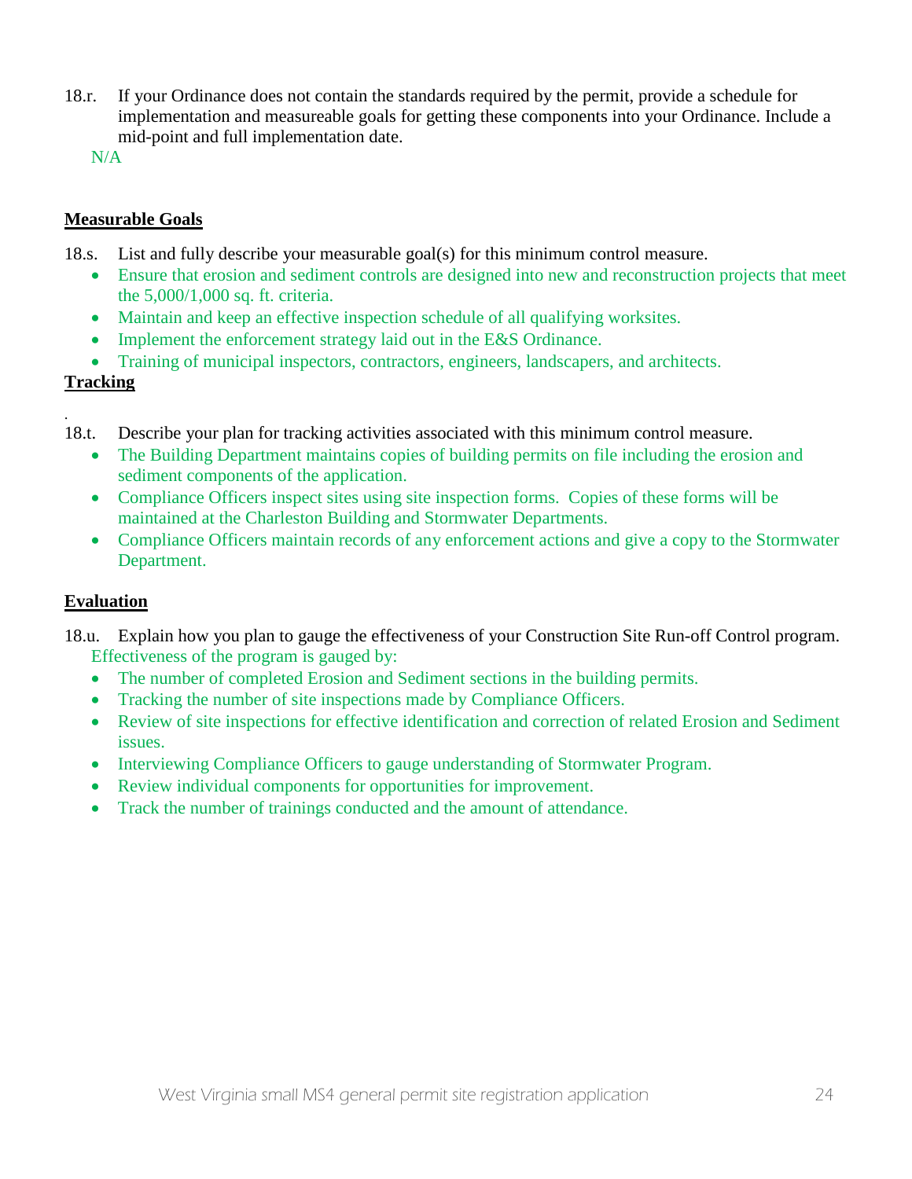18.r. If your Ordinance does not contain the standards required by the permit, provide a schedule for implementation and measureable goals for getting these components into your Ordinance. Include a mid-point and full implementation date.

N/A

**Measurable Goals**

18.s. List and fully describe your measurable goal(s) for this minimum control measure.

- Ensure that erosion and sediment controls are designed into new and reconstruction projects that meet the 5,000/1,000 sq. ft. criteria.
- Maintain and keep an effective inspection schedule of all qualifying worksites.
- Implement the enforcement strategy laid out in the E&S Ordinance.
- Training of municipal inspectors, contractors, engineers, landscapers, and architects.

**Tracking**

18.t. Describe your plan for tracking activities associated with this minimum control measure.

- The Building Department maintains copies of building permits on file including the erosion and sediment components of the application.
- Compliance Officers inspect sites using site inspection forms. Copies of these forms will be maintained at the Charleston Building and Stormwater Departments.
- Compliance Officers maintain records of any enforcement actions and give a copy to the Stormwater Department.

**Evaluation**

18.u. Explain how you plan to gauge the effectiveness of your Construction Site Run-off Control program.

Effectiveness of the program is gauged by:

- The number of completed Erosion and Sediment sections in the building permits.
- Tracking the number of site inspections made by Compliance Officers.
- Review of site inspections for effective identification and correction of related Erosion and Sediment issues.
- Interviewing Compliance Officers to gauge understanding of Stormwater Program.
- Review individual components for opportunities for improvement.
- Track the number of trainings conducted and the amount of attendance.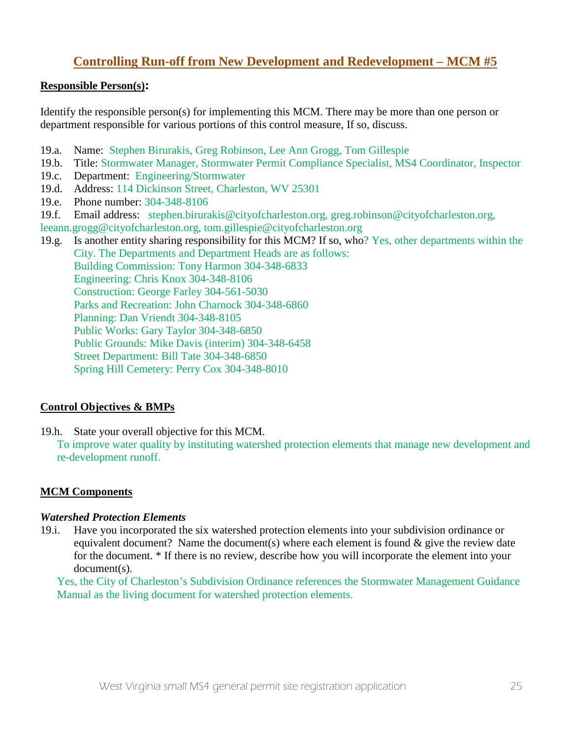## Controlling Run-off from New Development and Redevelopment – MCM #5

**Responsible Person(s):**

Identify the responsible person(s) for implementing this MCM. There may be more than one person or department responsible for various portions of this control measure, If so, discuss.

19.a. Name: Stephen Birurakis, Greg Robinson, Lee Ann Grogg, Tom Gillespie
19.b. Title: Stormwater Manager, Stormwater Permit Compliance Specialist, MS4 Coordinator, Inspector
19.c. Department: Engineering/Stormwater
19.d. Address: 114 Dickinson Street, Charleston, WV 25301
19.e. Phone number: 304-348-8106
19.f. Email address: stephen.birurakis@cityofcharleston.org, greg.robinson@cityofcharleston.org, leeann.grogg@cityofcharleston.org, tom.gillespie@cityofcharleston.org
19.g. Is another entity sharing responsibility for this MCM? If so, who? Yes, other departments within the City. The Departments and Department Heads are as follows:
Building Commission: Tony Harmon 304-348-6833
Engineering: Chris Knox 304-348-8106
Construction: George Farley 304-561-5030
Parks and Recreation: John Charnock 304-348-6860
Planning: Dan Vriendt 304-348-8105
Public Works: Gary Taylor 304-348-6850
Public Grounds: Mike Davis (interim) 304-348-6458
Street Department: Bill Tate 304-348-6850
Spring Hill Cemetery: Perry Cox 304-348-8010

**Control Objectives & BMPs**

19.h. State your overall objective for this MCM.
To improve water quality by instituting watershed protection elements that manage new development and re-development runoff.

**MCM Components**

***Watershed Protection Elements***

19.i. Have you incorporated the six watershed protection elements into your subdivision ordinance or equivalent document? Name the document(s) where each element is found & give the review date for the document. * If there is no review, describe how you will incorporate the element into your document(s).
Yes, the City of Charleston's Subdivision Ordinance references the Stormwater Management Guidance Manual as the living document for watershed protection elements.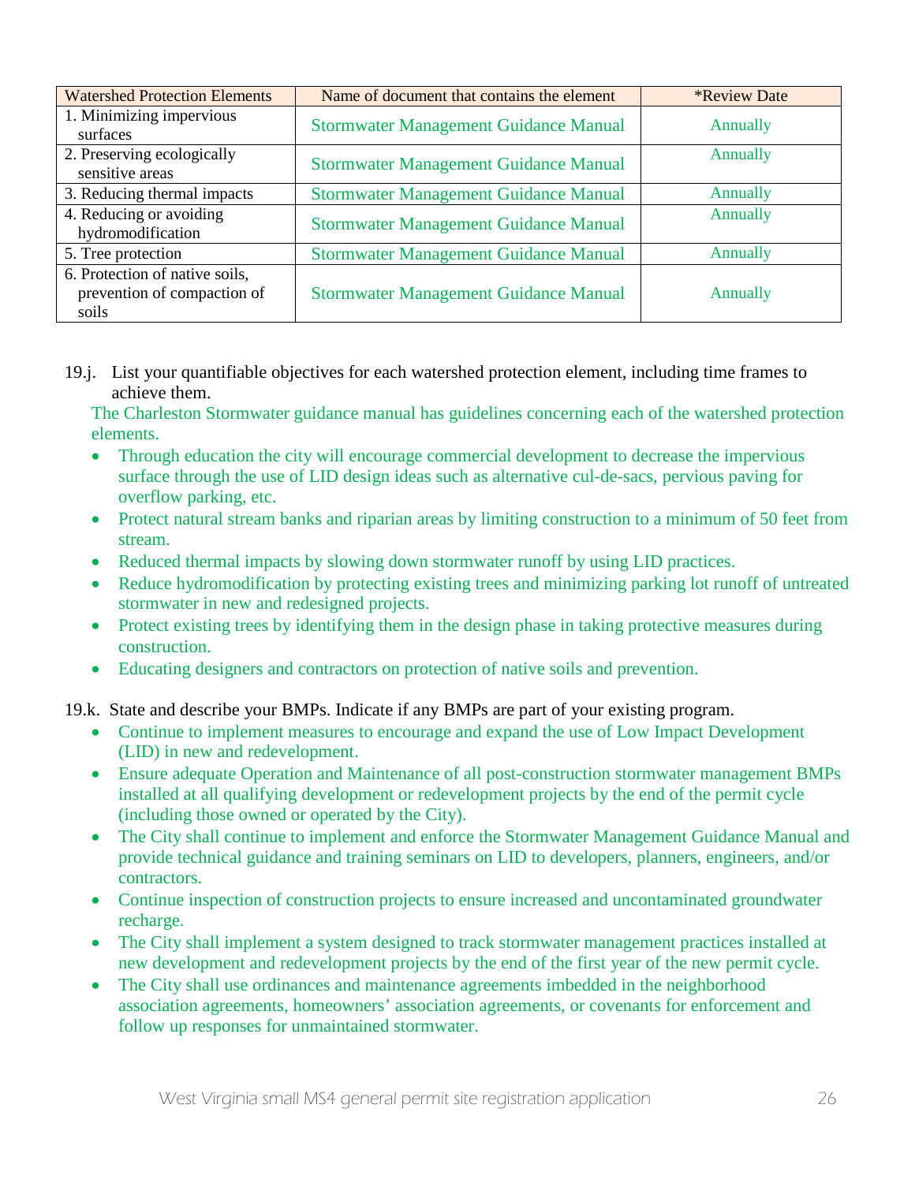| Watershed Protection Elements | Name of document that contains the element | *Review Date |
| --- | --- | --- |
| 1. Minimizing impervious surfaces | Stormwater Management Guidance Manual | Annually |
| 2. Preserving ecologically sensitive areas | Stormwater Management Guidance Manual | Annually |
| 3. Reducing thermal impacts | Stormwater Management Guidance Manual | Annually |
| 4. Reducing or avoiding hydromodification | Stormwater Management Guidance Manual | Annually |
| 5. Tree protection | Stormwater Management Guidance Manual | Annually |
| 6. Protection of native soils, prevention of compaction of soils | Stormwater Management Guidance Manual | Annually |

19.j. List your quantifiable objectives for each watershed protection element, including time frames to achieve them.

The Charleston Stormwater guidance manual has guidelines concerning each of the watershed protection elements.

- Through education the city will encourage commercial development to decrease the impervious surface through the use of LID design ideas such as alternative cul-de-sacs, pervious paving for overflow parking, etc.
- Protect natural stream banks and riparian areas by limiting construction to a minimum of 50 feet from stream.
- Reduced thermal impacts by slowing down stormwater runoff by using LID practices.
- Reduce hydromodification by protecting existing trees and minimizing parking lot runoff of untreated stormwater in new and redesigned projects.
- Protect existing trees by identifying them in the design phase in taking protective measures during construction.
- Educating designers and contractors on protection of native soils and prevention.

19.k. State and describe your BMPs. Indicate if any BMPs are part of your existing program.

- Continue to implement measures to encourage and expand the use of Low Impact Development (LID) in new and redevelopment.
- Ensure adequate Operation and Maintenance of all post-construction stormwater management BMPs installed at all qualifying development or redevelopment projects by the end of the permit cycle (including those owned or operated by the City).
- The City shall continue to implement and enforce the Stormwater Management Guidance Manual and provide technical guidance and training seminars on LID to developers, planners, engineers, and/or contractors.
- Continue inspection of construction projects to ensure increased and uncontaminated groundwater recharge.
- The City shall implement a system designed to track stormwater management practices installed at new development and redevelopment projects by the end of the first year of the new permit cycle.
- The City shall use ordinances and maintenance agreements imbedded in the neighborhood association agreements, homeowners' association agreements, or covenants for enforcement and follow up responses for unmaintained stormwater.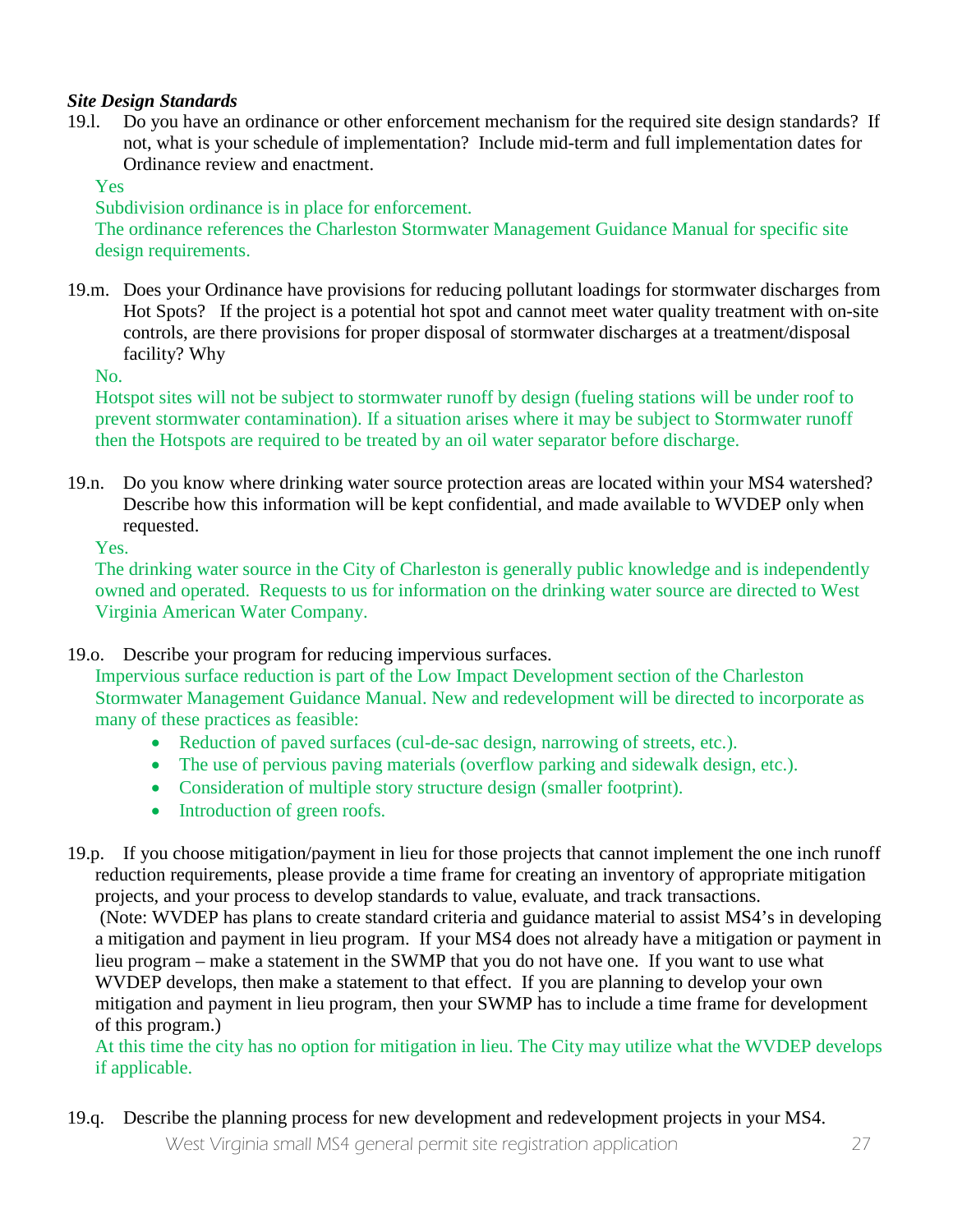***Site Design Standards***

19.l. Do you have an ordinance or other enforcement mechanism for the required site design standards? If not, what is your schedule of implementation? Include mid-term and full implementation dates for Ordinance review and enactment.

Yes

Subdivision ordinance is in place for enforcement.

The ordinance references the Charleston Stormwater Management Guidance Manual for specific site design requirements.

19.m. Does your Ordinance have provisions for reducing pollutant loadings for stormwater discharges from Hot Spots? If the project is a potential hot spot and cannot meet water quality treatment with on-site controls, are there provisions for proper disposal of stormwater discharges at a treatment/disposal facility? Why

No.

Hotspot sites will not be subject to stormwater runoff by design (fueling stations will be under roof to prevent stormwater contamination). If a situation arises where it may be subject to Stormwater runoff then the Hotspots are required to be treated by an oil water separator before discharge.

19.n. Do you know where drinking water source protection areas are located within your MS4 watershed? Describe how this information will be kept confidential, and made available to WVDEP only when requested.

Yes.

The drinking water source in the City of Charleston is generally public knowledge and is independently owned and operated. Requests to us for information on the drinking water source are directed to West Virginia American Water Company.

19.o. Describe your program for reducing impervious surfaces.

Impervious surface reduction is part of the Low Impact Development section of the Charleston Stormwater Management Guidance Manual. New and redevelopment will be directed to incorporate as many of these practices as feasible:

- Reduction of paved surfaces (cul-de-sac design, narrowing of streets, etc.).
- The use of pervious paving materials (overflow parking and sidewalk design, etc.).
- Consideration of multiple story structure design (smaller footprint).
- Introduction of green roofs.

19.p. If you choose mitigation/payment in lieu for those projects that cannot implement the one inch runoff reduction requirements, please provide a time frame for creating an inventory of appropriate mitigation projects, and your process to develop standards to value, evaluate, and track transactions.

(Note: WVDEP has plans to create standard criteria and guidance material to assist MS4's in developing a mitigation and payment in lieu program. If your MS4 does not already have a mitigation or payment in lieu program – make a statement in the SWMP that you do not have one. If you want to use what WVDEP develops, then make a statement to that effect. If you are planning to develop your own mitigation and payment in lieu program, then your SWMP has to include a time frame for development of this program.)

At this time the city has no option for mitigation in lieu. The City may utilize what the WVDEP develops if applicable.

19.q. Describe the planning process for new development and redevelopment projects in your MS4.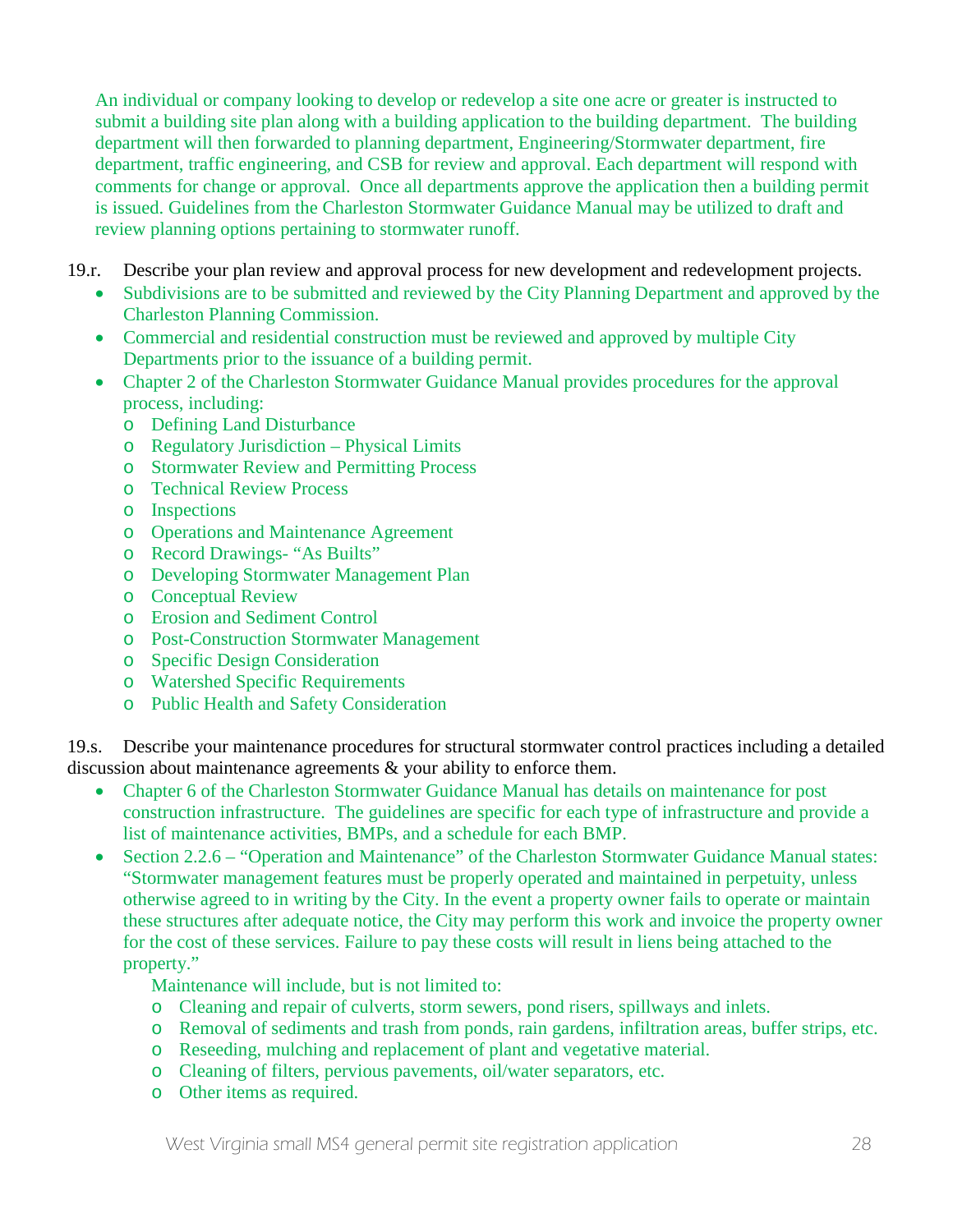An individual or company looking to develop or redevelop a site one acre or greater is instructed to submit a building site plan along with a building application to the building department. The building department will then forwarded to planning department, Engineering/Stormwater department, fire department, traffic engineering, and CSB for review and approval. Each department will respond with comments for change or approval. Once all departments approve the application then a building permit is issued. Guidelines from the Charleston Stormwater Guidance Manual may be utilized to draft and review planning options pertaining to stormwater runoff.

19.r. Describe your plan review and approval process for new development and redevelopment projects.

- Subdivisions are to be submitted and reviewed by the City Planning Department and approved by the Charleston Planning Commission.
- Commercial and residential construction must be reviewed and approved by multiple City Departments prior to the issuance of a building permit.
- Chapter 2 of the Charleston Stormwater Guidance Manual provides procedures for the approval process, including:
  - Defining Land Disturbance
  - Regulatory Jurisdiction – Physical Limits
  - Stormwater Review and Permitting Process
  - Technical Review Process
  - Inspections
  - Operations and Maintenance Agreement
  - Record Drawings- "As Builts"
  - Developing Stormwater Management Plan
  - Conceptual Review
  - Erosion and Sediment Control
  - Post-Construction Stormwater Management
  - Specific Design Consideration
  - Watershed Specific Requirements
  - Public Health and Safety Consideration

19.s. Describe your maintenance procedures for structural stormwater control practices including a detailed discussion about maintenance agreements & your ability to enforce them.

- Chapter 6 of the Charleston Stormwater Guidance Manual has details on maintenance for post construction infrastructure. The guidelines are specific for each type of infrastructure and provide a list of maintenance activities, BMPs, and a schedule for each BMP.
- Section 2.2.6 – "Operation and Maintenance" of the Charleston Stormwater Guidance Manual states: "Stormwater management features must be properly operated and maintained in perpetuity, unless otherwise agreed to in writing by the City. In the event a property owner fails to operate or maintain these structures after adequate notice, the City may perform this work and invoice the property owner for the cost of these services. Failure to pay these costs will result in liens being attached to the property."

  Maintenance will include, but is not limited to:
  - Cleaning and repair of culverts, storm sewers, pond risers, spillways and inlets.
  - Removal of sediments and trash from ponds, rain gardens, infiltration areas, buffer strips, etc.
  - Reseeding, mulching and replacement of plant and vegetative material.
  - Cleaning of filters, pervious pavements, oil/water separators, etc.
  - Other items as required.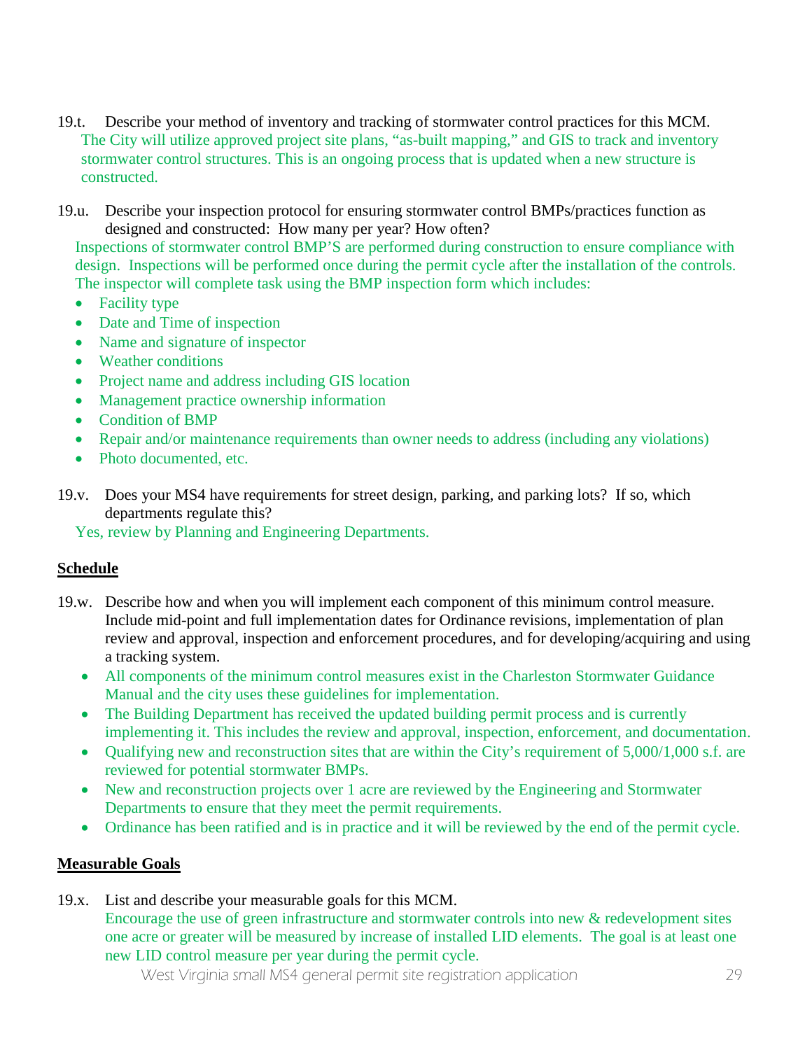19.t. Describe your method of inventory and tracking of stormwater control practices for this MCM.

The City will utilize approved project site plans, "as-built mapping," and GIS to track and inventory stormwater control structures. This is an ongoing process that is updated when a new structure is constructed.

19.u. Describe your inspection protocol for ensuring stormwater control BMPs/practices function as designed and constructed: How many per year? How often?

Inspections of stormwater control BMP'S are performed during construction to ensure compliance with design. Inspections will be performed once during the permit cycle after the installation of the controls. The inspector will complete task using the BMP inspection form which includes:

- Facility type
- Date and Time of inspection
- Name and signature of inspector
- Weather conditions
- Project name and address including GIS location
- Management practice ownership information
- Condition of BMP
- Repair and/or maintenance requirements than owner needs to address (including any violations)
- Photo documented, etc.

19.v. Does your MS4 have requirements for street design, parking, and parking lots? If so, which departments regulate this?

Yes, review by Planning and Engineering Departments.

**Schedule**

19.w. Describe how and when you will implement each component of this minimum control measure. Include mid-point and full implementation dates for Ordinance revisions, implementation of plan review and approval, inspection and enforcement procedures, and for developing/acquiring and using a tracking system.

- All components of the minimum control measures exist in the Charleston Stormwater Guidance Manual and the city uses these guidelines for implementation.
- The Building Department has received the updated building permit process and is currently implementing it. This includes the review and approval, inspection, enforcement, and documentation.
- Qualifying new and reconstruction sites that are within the City's requirement of 5,000/1,000 s.f. are reviewed for potential stormwater BMPs.
- New and reconstruction projects over 1 acre are reviewed by the Engineering and Stormwater Departments to ensure that they meet the permit requirements.
- Ordinance has been ratified and is in practice and it will be reviewed by the end of the permit cycle.

**Measurable Goals**

19.x. List and describe your measurable goals for this MCM.

Encourage the use of green infrastructure and stormwater controls into new & redevelopment sites one acre or greater will be measured by increase of installed LID elements. The goal is at least one new LID control measure per year during the permit cycle.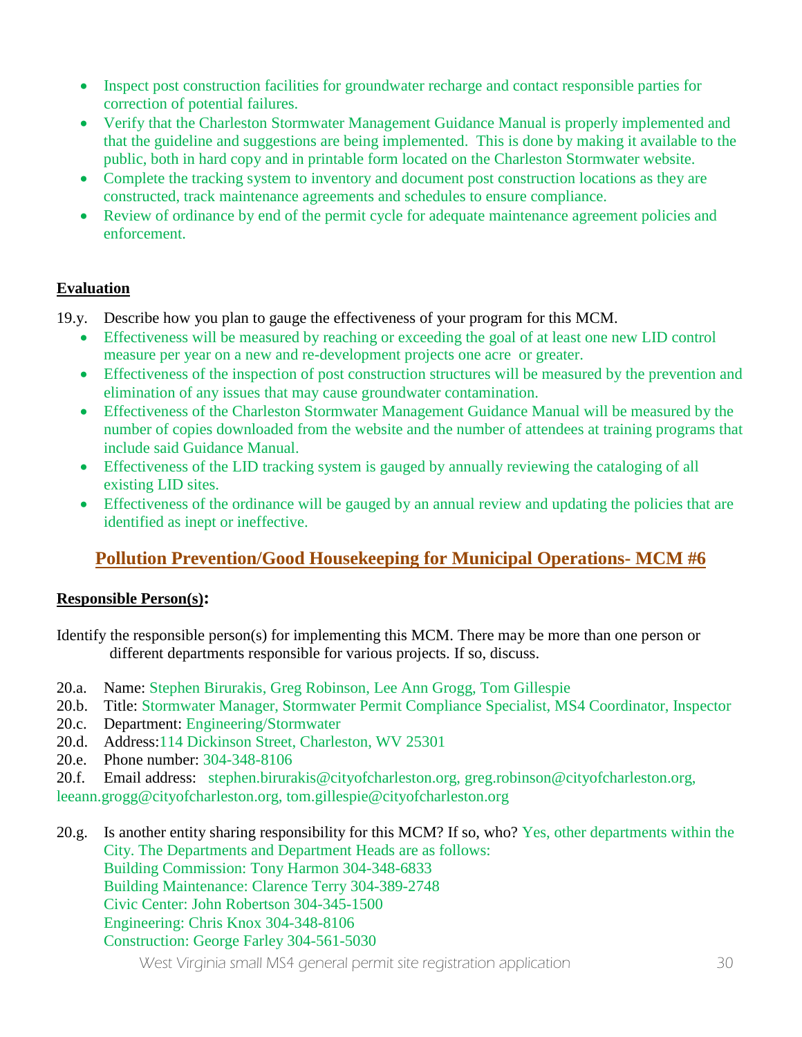- Inspect post construction facilities for groundwater recharge and contact responsible parties for correction of potential failures.
- Verify that the Charleston Stormwater Management Guidance Manual is properly implemented and that the guideline and suggestions are being implemented. This is done by making it available to the public, both in hard copy and in printable form located on the Charleston Stormwater website.
- Complete the tracking system to inventory and document post construction locations as they are constructed, track maintenance agreements and schedules to ensure compliance.
- Review of ordinance by end of the permit cycle for adequate maintenance agreement policies and enforcement.

**Evaluation**

19.y. Describe how you plan to gauge the effectiveness of your program for this MCM.

- Effectiveness will be measured by reaching or exceeding the goal of at least one new LID control measure per year on a new and re-development projects one acre or greater.
- Effectiveness of the inspection of post construction structures will be measured by the prevention and elimination of any issues that may cause groundwater contamination.
- Effectiveness of the Charleston Stormwater Management Guidance Manual will be measured by the number of copies downloaded from the website and the number of attendees at training programs that include said Guidance Manual.
- Effectiveness of the LID tracking system is gauged by annually reviewing the cataloging of all existing LID sites.
- Effectiveness of the ordinance will be gauged by an annual review and updating the policies that are identified as inept or ineffective.

## Pollution Prevention/Good Housekeeping for Municipal Operations- MCM #6

**Responsible Person(s):**

Identify the responsible person(s) for implementing this MCM. There may be more than one person or different departments responsible for various projects. If so, discuss.

20.a. Name: Stephen Birurakis, Greg Robinson, Lee Ann Grogg, Tom Gillespie
20.b. Title: Stormwater Manager, Stormwater Permit Compliance Specialist, MS4 Coordinator, Inspector
20.c. Department: Engineering/Stormwater
20.d. Address: 114 Dickinson Street, Charleston, WV 25301
20.e. Phone number: 304-348-8106
20.f. Email address: stephen.birurakis@cityofcharleston.org, greg.robinson@cityofcharleston.org, leeann.grogg@cityofcharleston.org, tom.gillespie@cityofcharleston.org

20.g. Is another entity sharing responsibility for this MCM? If so, who? Yes, other departments within the City. The Departments and Department Heads are as follows:
Building Commission: Tony Harmon 304-348-6833
Building Maintenance: Clarence Terry 304-389-2748
Civic Center: John Robertson 304-345-1500
Engineering: Chris Knox 304-348-8106
Construction: George Farley 304-561-5030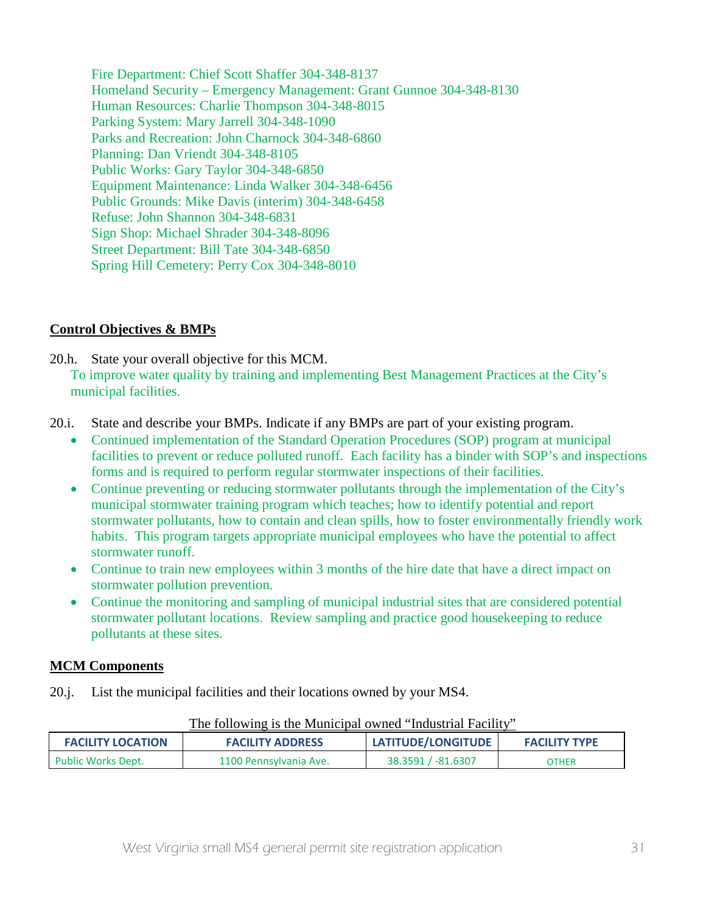Fire Department: Chief Scott Shaffer 304-348-8137
Homeland Security – Emergency Management: Grant Gunnoe 304-348-8130
Human Resources: Charlie Thompson 304-348-8015
Parking System: Mary Jarrell 304-348-1090
Parks and Recreation: John Charnock 304-348-6860
Planning: Dan Vriendt 304-348-8105
Public Works: Gary Taylor 304-348-6850
Equipment Maintenance: Linda Walker 304-348-6456
Public Grounds: Mike Davis (interim) 304-348-6458
Refuse: John Shannon 304-348-6831
Sign Shop: Michael Shrader 304-348-8096
Street Department: Bill Tate 304-348-6850
Spring Hill Cemetery: Perry Cox 304-348-8010

**Control Objectives & BMPs**

20.h. State your overall objective for this MCM.

To improve water quality by training and implementing Best Management Practices at the City's municipal facilities.

20.i. State and describe your BMPs. Indicate if any BMPs are part of your existing program.

- Continued implementation of the Standard Operation Procedures (SOP) program at municipal facilities to prevent or reduce polluted runoff. Each facility has a binder with SOP's and inspections forms and is required to perform regular stormwater inspections of their facilities.
- Continue preventing or reducing stormwater pollutants through the implementation of the City's municipal stormwater training program which teaches; how to identify potential and report stormwater pollutants, how to contain and clean spills, how to foster environmentally friendly work habits. This program targets appropriate municipal employees who have the potential to affect stormwater runoff.
- Continue to train new employees within 3 months of the hire date that have a direct impact on stormwater pollution prevention.
- Continue the monitoring and sampling of municipal industrial sites that are considered potential stormwater pollutant locations. Review sampling and practice good housekeeping to reduce pollutants at these sites.

**MCM Components**

20.j. List the municipal facilities and their locations owned by your MS4.

The following is the Municipal owned "Industrial Facility"

| FACILITY LOCATION | FACILITY ADDRESS | LATITUDE/LONGITUDE | FACILITY TYPE |
|---|---|---|---|
| Public Works Dept. | 1100 Pennsylvania Ave. | 38.3591 / -81.6307 | OTHER |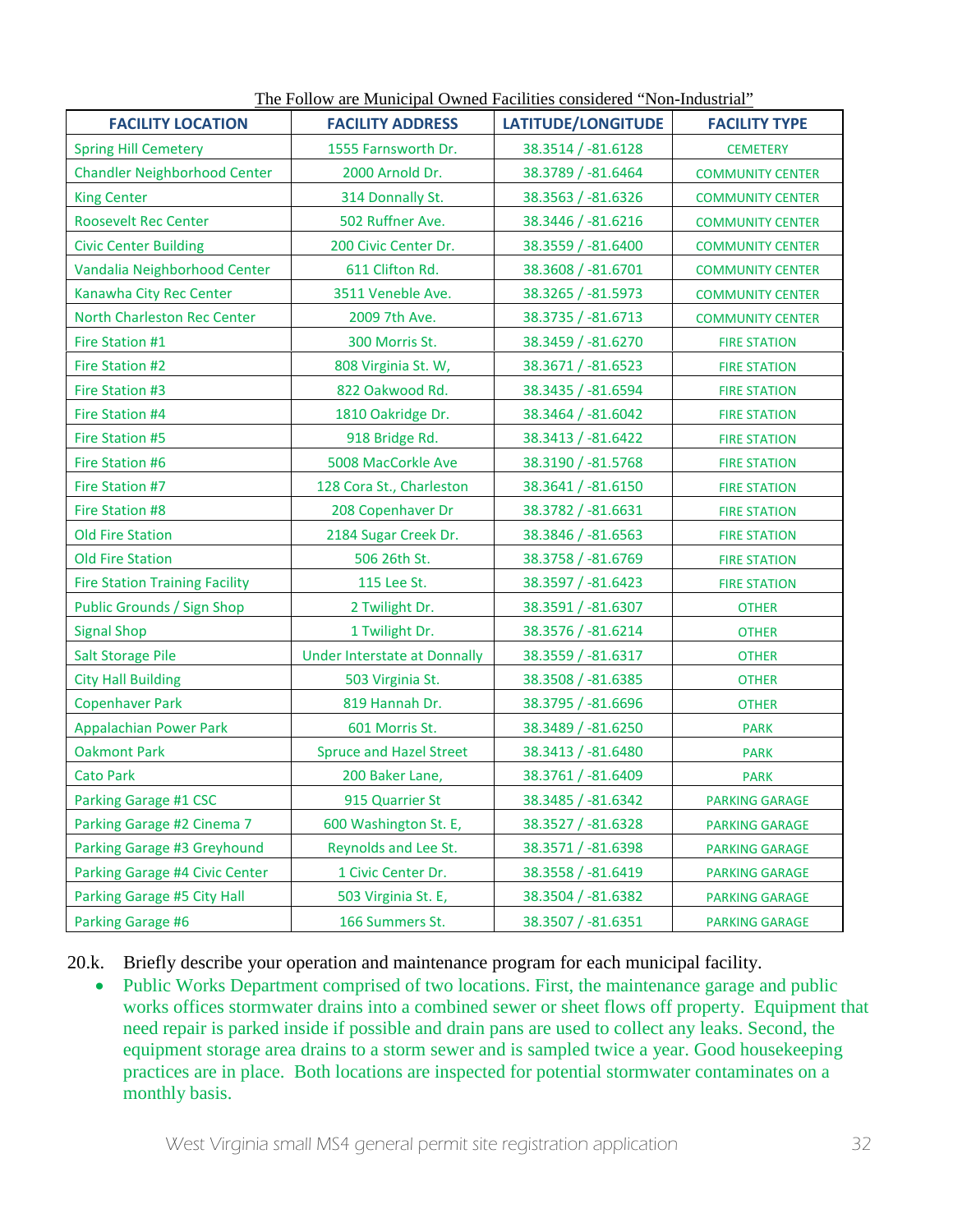The Follow are Municipal Owned Facilities considered "Non-Industrial"

| FACILITY LOCATION | FACILITY ADDRESS | LATITUDE/LONGITUDE | FACILITY TYPE |
|---|---|---|---|
| Spring Hill Cemetery | 1555 Farnsworth Dr. | 38.3514 / -81.6128 | CEMETERY |
| Chandler Neighborhood Center | 2000 Arnold Dr. | 38.3789 / -81.6464 | COMMUNITY CENTER |
| King Center | 314 Donnally St. | 38.3563 / -81.6326 | COMMUNITY CENTER |
| Roosevelt Rec Center | 502 Ruffner Ave. | 38.3446 / -81.6216 | COMMUNITY CENTER |
| Civic Center Building | 200 Civic Center Dr. | 38.3559 / -81.6400 | COMMUNITY CENTER |
| Vandalia Neighborhood Center | 611 Clifton Rd. | 38.3608 / -81.6701 | COMMUNITY CENTER |
| Kanawha City Rec Center | 3511 Veneble Ave. | 38.3265 / -81.5973 | COMMUNITY CENTER |
| North Charleston Rec Center | 2009 7th Ave. | 38.3735 / -81.6713 | COMMUNITY CENTER |
| Fire Station #1 | 300 Morris St. | 38.3459 / -81.6270 | FIRE STATION |
| Fire Station #2 | 808 Virginia St. W, | 38.3671 / -81.6523 | FIRE STATION |
| Fire Station #3 | 822 Oakwood Rd. | 38.3435 / -81.6594 | FIRE STATION |
| Fire Station #4 | 1810 Oakridge Dr. | 38.3464 / -81.6042 | FIRE STATION |
| Fire Station #5 | 918 Bridge Rd. | 38.3413 / -81.6422 | FIRE STATION |
| Fire Station #6 | 5008 MacCorkle Ave | 38.3190 / -81.5768 | FIRE STATION |
| Fire Station #7 | 128 Cora St., Charleston | 38.3641 / -81.6150 | FIRE STATION |
| Fire Station #8 | 208 Copenhaver Dr | 38.3782 / -81.6631 | FIRE STATION |
| Old Fire Station | 2184 Sugar Creek Dr. | 38.3846 / -81.6563 | FIRE STATION |
| Old Fire Station | 506 26th St. | 38.3758 / -81.6769 | FIRE STATION |
| Fire Station Training Facility | 115 Lee St. | 38.3597 / -81.6423 | FIRE STATION |
| Public Grounds / Sign Shop | 2 Twilight Dr. | 38.3591 / -81.6307 | OTHER |
| Signal Shop | 1 Twilight Dr. | 38.3576 / -81.6214 | OTHER |
| Salt Storage Pile | Under Interstate at Donnally | 38.3559 / -81.6317 | OTHER |
| City Hall Building | 503 Virginia St. | 38.3508 / -81.6385 | OTHER |
| Copenhaver Park | 819 Hannah Dr. | 38.3795 / -81.6696 | OTHER |
| Appalachian Power Park | 601 Morris St. | 38.3489 / -81.6250 | PARK |
| Oakmont Park | Spruce and Hazel Street | 38.3413 / -81.6480 | PARK |
| Cato Park | 200 Baker Lane, | 38.3761 / -81.6409 | PARK |
| Parking Garage #1 CSC | 915 Quarrier St | 38.3485 / -81.6342 | PARKING GARAGE |
| Parking Garage #2 Cinema 7 | 600 Washington St. E, | 38.3527 / -81.6328 | PARKING GARAGE |
| Parking Garage #3 Greyhound | Reynolds and Lee St. | 38.3571 / -81.6398 | PARKING GARAGE |
| Parking Garage #4 Civic Center | 1 Civic Center Dr. | 38.3558 / -81.6419 | PARKING GARAGE |
| Parking Garage #5 City Hall | 503 Virginia St. E, | 38.3504 / -81.6382 | PARKING GARAGE |
| Parking Garage #6 | 166 Summers St. | 38.3507 / -81.6351 | PARKING GARAGE |

20.k. Briefly describe your operation and maintenance program for each municipal facility.

- Public Works Department comprised of two locations. First, the maintenance garage and public works offices stormwater drains into a combined sewer or sheet flows off property. Equipment that need repair is parked inside if possible and drain pans are used to collect any leaks. Second, the equipment storage area drains to a storm sewer and is sampled twice a year. Good housekeeping practices are in place. Both locations are inspected for potential stormwater contaminates on a monthly basis.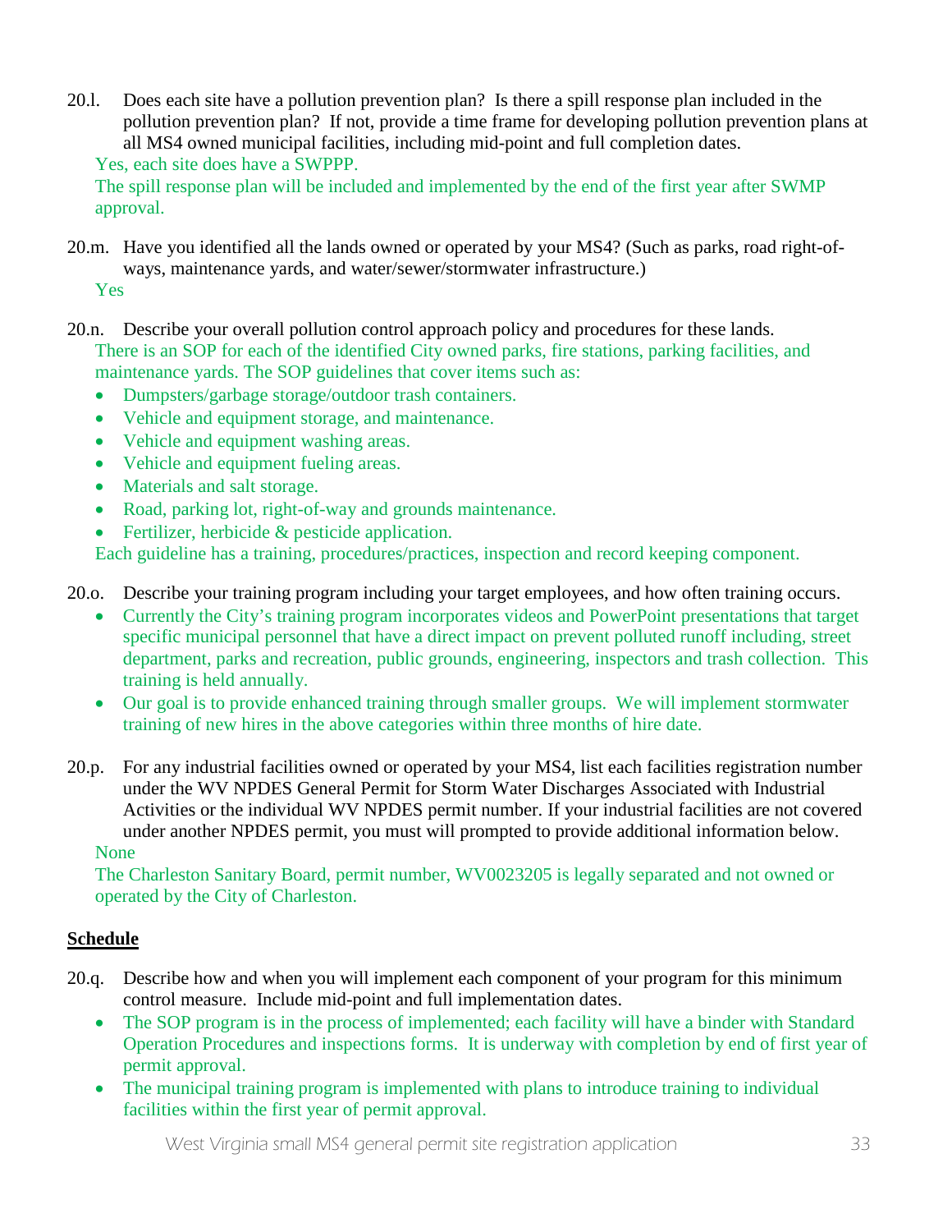20.l. Does each site have a pollution prevention plan? Is there a spill response plan included in the pollution prevention plan? If not, provide a time frame for developing pollution prevention plans at all MS4 owned municipal facilities, including mid-point and full completion dates.

Yes, each site does have a SWPPP.

The spill response plan will be included and implemented by the end of the first year after SWMP approval.

20.m. Have you identified all the lands owned or operated by your MS4? (Such as parks, road right-of-ways, maintenance yards, and water/sewer/stormwater infrastructure.)

Yes

20.n. Describe your overall pollution control approach policy and procedures for these lands.

There is an SOP for each of the identified City owned parks, fire stations, parking facilities, and maintenance yards. The SOP guidelines that cover items such as:

- Dumpsters/garbage storage/outdoor trash containers.
- Vehicle and equipment storage, and maintenance.
- Vehicle and equipment washing areas.
- Vehicle and equipment fueling areas.
- Materials and salt storage.
- Road, parking lot, right-of-way and grounds maintenance.
- Fertilizer, herbicide & pesticide application.

Each guideline has a training, procedures/practices, inspection and record keeping component.

20.o. Describe your training program including your target employees, and how often training occurs.

- Currently the City's training program incorporates videos and PowerPoint presentations that target specific municipal personnel that have a direct impact on prevent polluted runoff including, street department, parks and recreation, public grounds, engineering, inspectors and trash collection. This training is held annually.
- Our goal is to provide enhanced training through smaller groups. We will implement stormwater training of new hires in the above categories within three months of hire date.

20.p. For any industrial facilities owned or operated by your MS4, list each facilities registration number under the WV NPDES General Permit for Storm Water Discharges Associated with Industrial Activities or the individual WV NPDES permit number. If your industrial facilities are not covered under another NPDES permit, you must will prompted to provide additional information below.

None

The Charleston Sanitary Board, permit number, WV0023205 is legally separated and not owned or operated by the City of Charleston.

**Schedule**

20.q. Describe how and when you will implement each component of your program for this minimum control measure. Include mid-point and full implementation dates.

- The SOP program is in the process of implemented; each facility will have a binder with Standard Operation Procedures and inspections forms. It is underway with completion by end of first year of permit approval.
- The municipal training program is implemented with plans to introduce training to individual facilities within the first year of permit approval.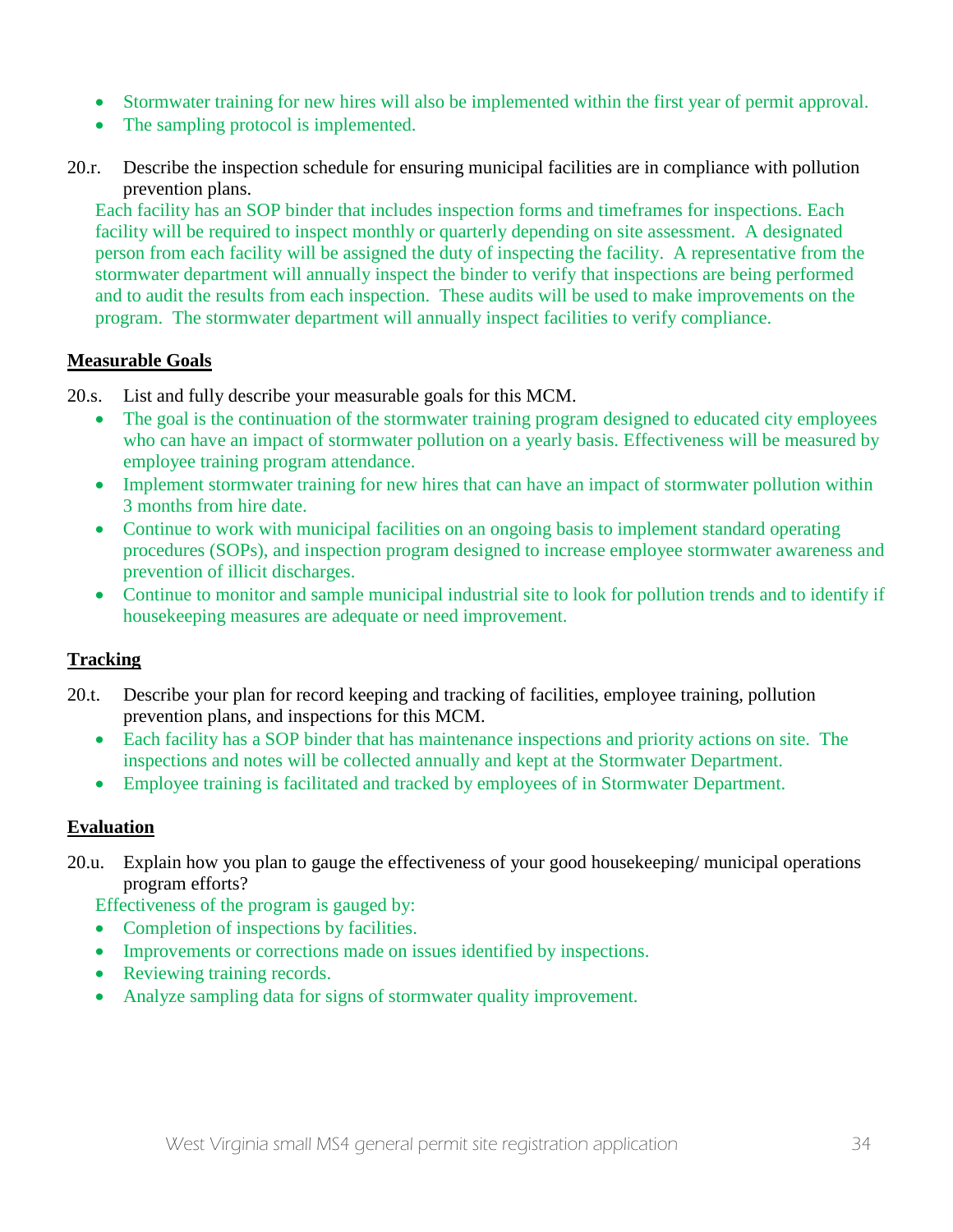- Stormwater training for new hires will also be implemented within the first year of permit approval.
- The sampling protocol is implemented.

20.r. Describe the inspection schedule for ensuring municipal facilities are in compliance with pollution prevention plans.

Each facility has an SOP binder that includes inspection forms and timeframes for inspections. Each facility will be required to inspect monthly or quarterly depending on site assessment. A designated person from each facility will be assigned the duty of inspecting the facility. A representative from the stormwater department will annually inspect the binder to verify that inspections are being performed and to audit the results from each inspection. These audits will be used to make improvements on the program. The stormwater department will annually inspect facilities to verify compliance.

**Measurable Goals**

20.s. List and fully describe your measurable goals for this MCM.

- The goal is the continuation of the stormwater training program designed to educated city employees who can have an impact of stormwater pollution on a yearly basis. Effectiveness will be measured by employee training program attendance.
- Implement stormwater training for new hires that can have an impact of stormwater pollution within 3 months from hire date.
- Continue to work with municipal facilities on an ongoing basis to implement standard operating procedures (SOPs), and inspection program designed to increase employee stormwater awareness and prevention of illicit discharges.
- Continue to monitor and sample municipal industrial site to look for pollution trends and to identify if housekeeping measures are adequate or need improvement.

**Tracking**

20.t. Describe your plan for record keeping and tracking of facilities, employee training, pollution prevention plans, and inspections for this MCM.

- Each facility has a SOP binder that has maintenance inspections and priority actions on site. The inspections and notes will be collected annually and kept at the Stormwater Department.
- Employee training is facilitated and tracked by employees of in Stormwater Department.

**Evaluation**

20.u. Explain how you plan to gauge the effectiveness of your good housekeeping/ municipal operations program efforts?

Effectiveness of the program is gauged by:

- Completion of inspections by facilities.
- Improvements or corrections made on issues identified by inspections.
- Reviewing training records.
- Analyze sampling data for signs of stormwater quality improvement.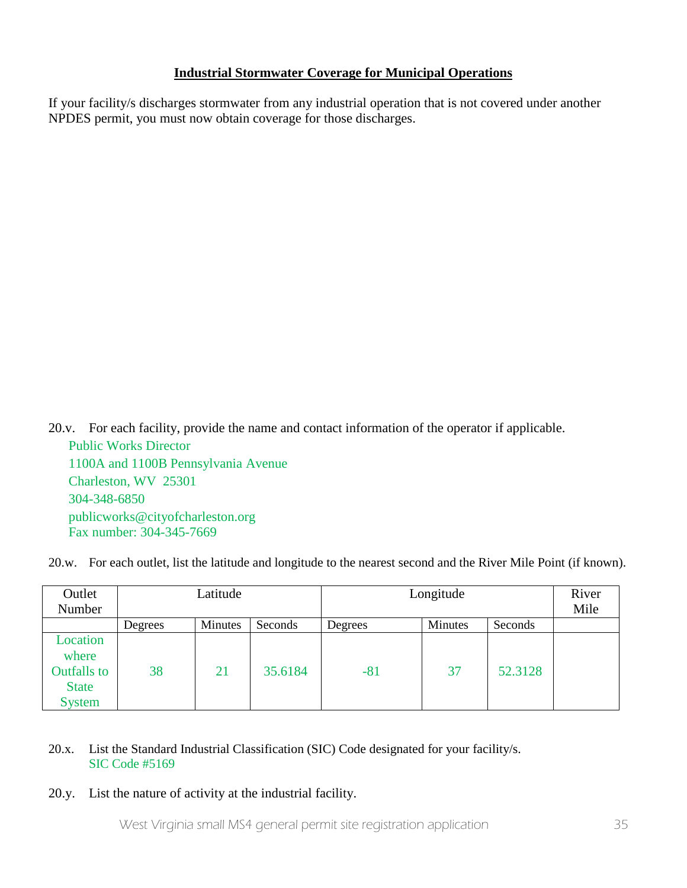**Industrial Stormwater Coverage for Municipal Operations**

If your facility/s discharges stormwater from any industrial operation that is not covered under another NPDES permit, you must now obtain coverage for those discharges.

20.v. For each facility, provide the name and contact information of the operator if applicable.

Public Works Director
1100A and 1100B Pennsylvania Avenue
Charleston, WV 25301
304-348-6850
publicworks@cityofcharleston.org
Fax number: 304-345-7669

20.w. For each outlet, list the latitude and longitude to the nearest second and the River Mile Point (if known).

| Outlet Number | Latitude | | | Longitude | | | River Mile |
|---|---|---|---|---|---|---|---|
| | Degrees | Minutes | Seconds | Degrees | Minutes | Seconds | |
| Location where Outfalls to State System | 38 | 21 | 35.6184 | -81 | 37 | 52.3128 | |

20.x. List the Standard Industrial Classification (SIC) Code designated for your facility/s.
SIC Code #5169

20.y. List the nature of activity at the industrial facility.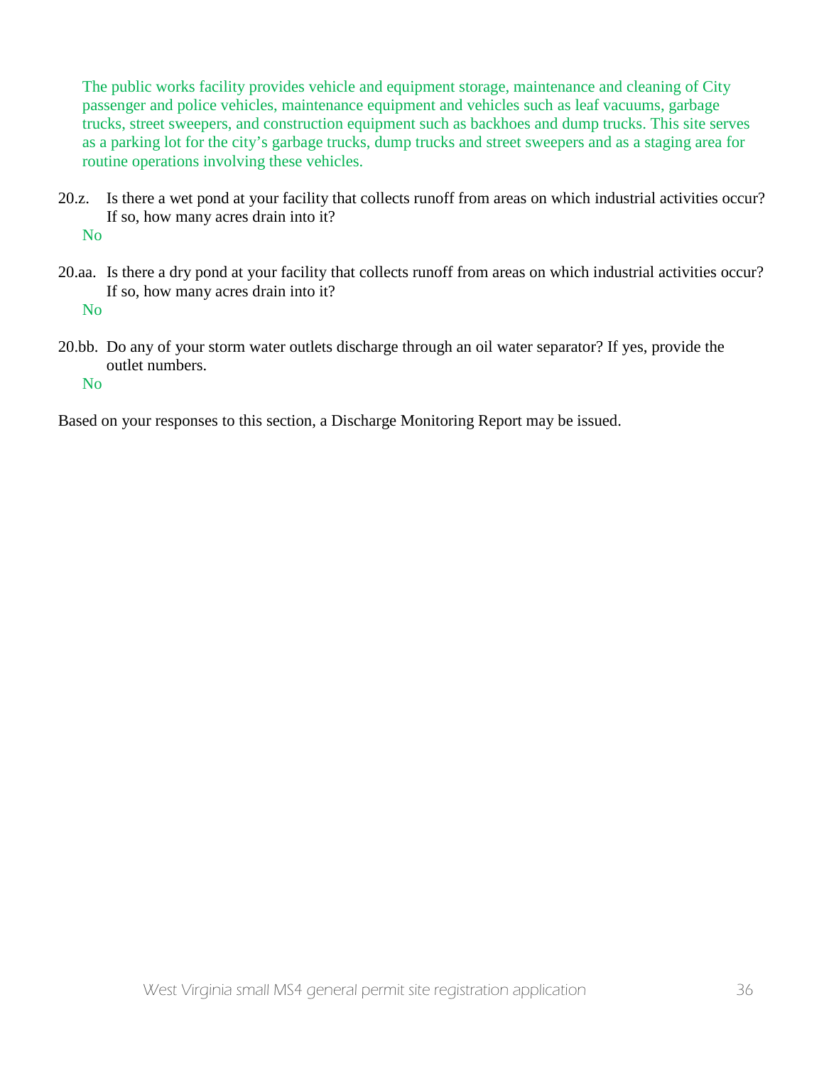The public works facility provides vehicle and equipment storage, maintenance and cleaning of City passenger and police vehicles, maintenance equipment and vehicles such as leaf vacuums, garbage trucks, street sweepers, and construction equipment such as backhoes and dump trucks. This site serves as a parking lot for the city's garbage trucks, dump trucks and street sweepers and as a staging area for routine operations involving these vehicles.

20.z. Is there a wet pond at your facility that collects runoff from areas on which industrial activities occur? If so, how many acres drain into it?

No

20.aa. Is there a dry pond at your facility that collects runoff from areas on which industrial activities occur? If so, how many acres drain into it?

No

20.bb. Do any of your storm water outlets discharge through an oil water separator? If yes, provide the outlet numbers.

No

Based on your responses to this section, a Discharge Monitoring Report may be issued.